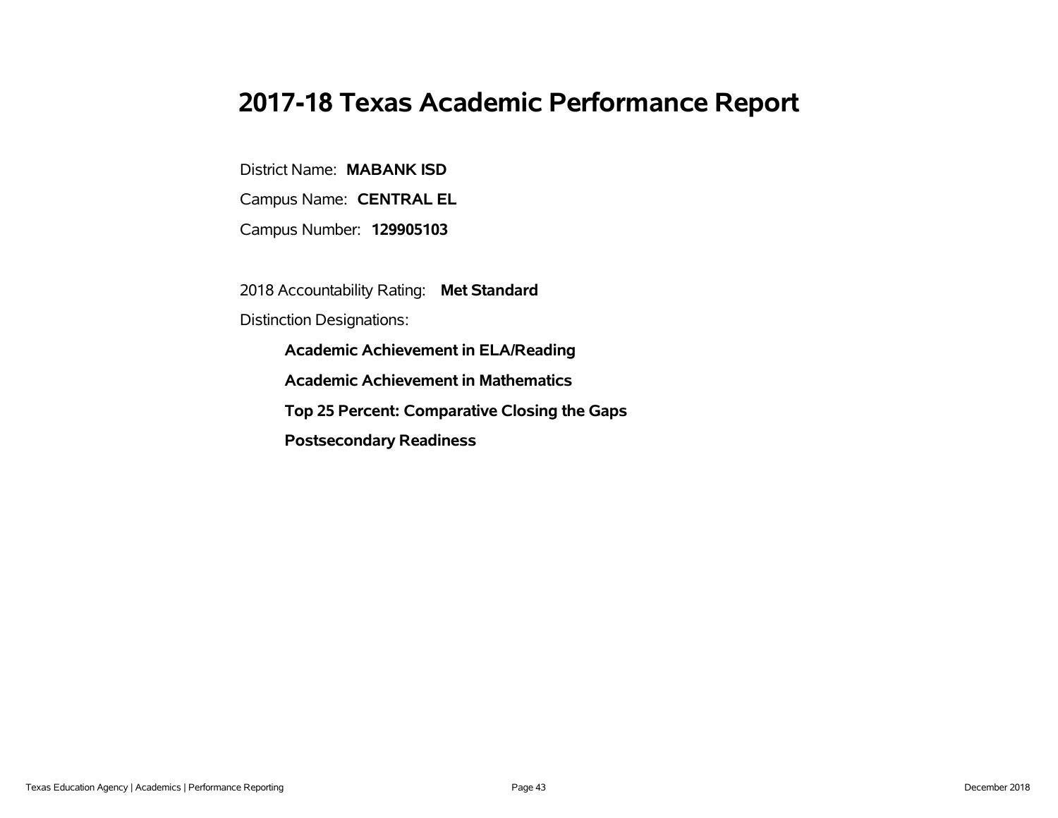# 2017-18 Texas Academic Performance Report

District Name: **MABANK ISD**

Campus Name: **CENTRAL EL**

Campus Number: **129905103**

2018 Accountability Rating: **Met Standard**

Distinction Designations:

- **Academic Achievement in ELA/Reading**
- **Academic Achievement in Mathematics**
- **Top 25 Percent: Comparative Closing the Gaps**
- **Postsecondary Readiness**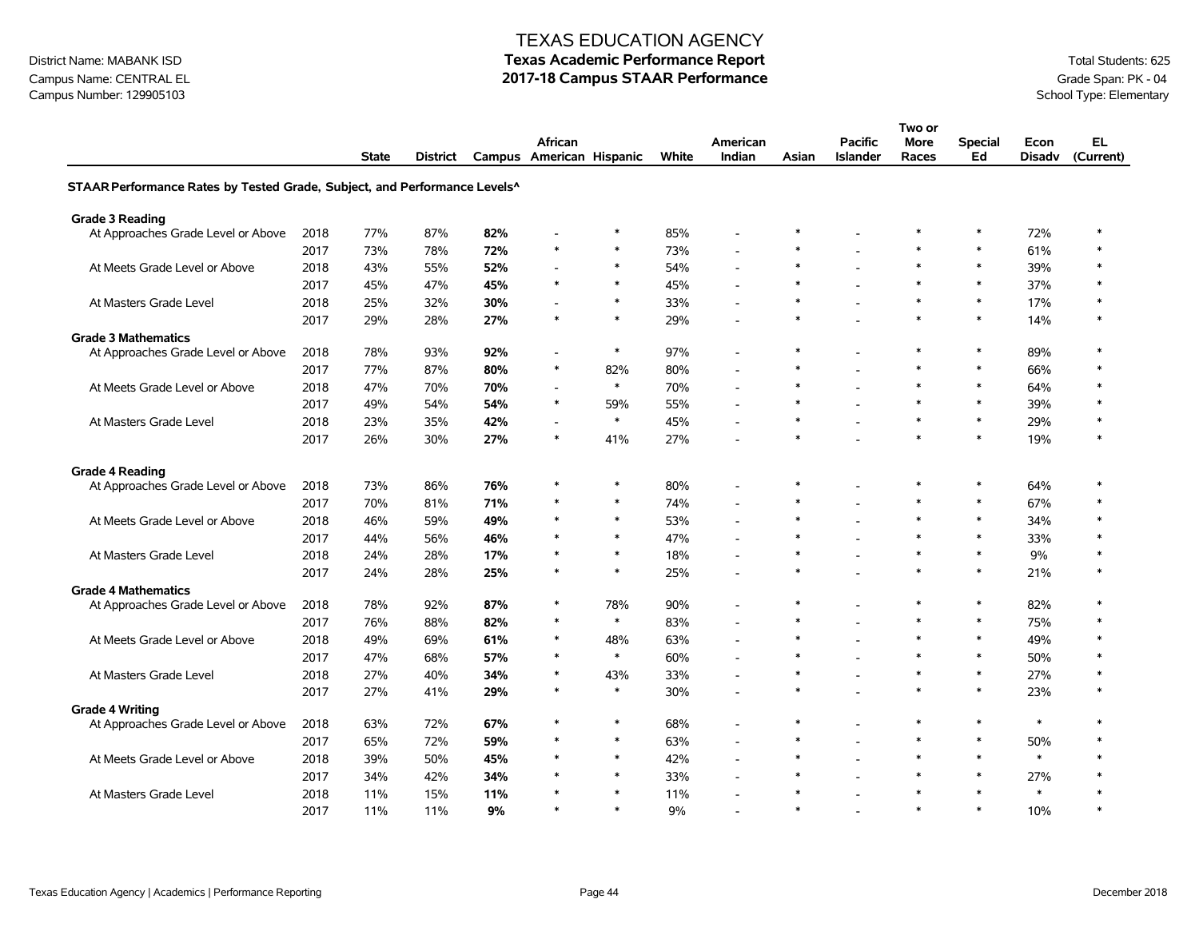# TEXAS EDUCATION AGENCY
## Texas Academic Performance Report
## 2017-18 Campus STAAR Performance

District Name: MABANK ISD
Campus Name: CENTRAL EL
Campus Number: 129905103

Total Students: 625
Grade Span: PK - 04
School Type: Elementary

| | | State | District | Campus | African American | Hispanic | White | American Indian | Asian | Pacific Islander | Two or More Races | Special Ed | Econ Disadv | EL (Current) |
|---|---|---|---|---|---|---|---|---|---|---|---|---|---|---|
| **STAAR Performance Rates by Tested Grade, Subject, and Performance Levels^** | | | | | | | | | | | | | | |
| **Grade 3 Reading** | | | | | | | | | | | | | | |
| At Approaches Grade Level or Above | 2018 | 77% | 87% | **82%** | - | * | 85% | - | * | - | * | * | 72% | * |
| | 2017 | 73% | 78% | **72%** | * | * | 73% | - | * | - | * | * | 61% | * |
| At Meets Grade Level or Above | 2018 | 43% | 55% | **52%** | - | * | 54% | - | * | - | * | * | 39% | * |
| | 2017 | 45% | 47% | **45%** | * | * | 45% | - | * | - | * | * | 37% | * |
| At Masters Grade Level | 2018 | 25% | 32% | **30%** | - | * | 33% | - | * | - | * | * | 17% | * |
| | 2017 | 29% | 28% | **27%** | * | * | 29% | - | * | - | * | * | 14% | * |
| **Grade 3 Mathematics** | | | | | | | | | | | | | | |
| At Approaches Grade Level or Above | 2018 | 78% | 93% | **92%** | - | * | 97% | - | * | - | * | * | 89% | * |
| | 2017 | 77% | 87% | **80%** | * | 82% | 80% | - | * | - | * | * | 66% | * |
| At Meets Grade Level or Above | 2018 | 47% | 70% | **70%** | - | * | 70% | - | * | - | * | * | 64% | * |
| | 2017 | 49% | 54% | **54%** | * | 59% | 55% | - | * | - | * | * | 39% | * |
| At Masters Grade Level | 2018 | 23% | 35% | **42%** | - | * | 45% | - | * | - | * | * | 29% | * |
| | 2017 | 26% | 30% | **27%** | * | 41% | 27% | - | * | - | * | * | 19% | * |
| **Grade 4 Reading** | | | | | | | | | | | | | | |
| At Approaches Grade Level or Above | 2018 | 73% | 86% | **76%** | * | * | 80% | - | * | - | * | * | 64% | * |
| | 2017 | 70% | 81% | **71%** | * | * | 74% | - | * | - | * | * | 67% | * |
| At Meets Grade Level or Above | 2018 | 46% | 59% | **49%** | * | * | 53% | - | * | - | * | * | 34% | * |
| | 2017 | 44% | 56% | **46%** | * | * | 47% | - | * | - | * | * | 33% | * |
| At Masters Grade Level | 2018 | 24% | 28% | **17%** | * | * | 18% | - | * | - | * | * | 9% | * |
| | 2017 | 24% | 28% | **25%** | * | * | 25% | - | * | - | * | * | 21% | * |
| **Grade 4 Mathematics** | | | | | | | | | | | | | | |
| At Approaches Grade Level or Above | 2018 | 78% | 92% | **87%** | * | 78% | 90% | - | * | - | * | * | 82% | * |
| | 2017 | 76% | 88% | **82%** | * | * | 83% | - | * | - | * | * | 75% | * |
| At Meets Grade Level or Above | 2018 | 49% | 69% | **61%** | * | 48% | 63% | - | * | - | * | * | 49% | * |
| | 2017 | 47% | 68% | **57%** | * | * | 60% | - | * | - | * | * | 50% | * |
| At Masters Grade Level | 2018 | 27% | 40% | **34%** | * | 43% | 33% | - | * | - | * | * | 27% | * |
| | 2017 | 27% | 41% | **29%** | * | * | 30% | - | * | - | * | * | 23% | * |
| **Grade 4 Writing** | | | | | | | | | | | | | | |
| At Approaches Grade Level or Above | 2018 | 63% | 72% | **67%** | * | * | 68% | - | * | - | * | * | * | * |
| | 2017 | 65% | 72% | **59%** | * | * | 63% | - | * | - | * | * | 50% | * |
| At Meets Grade Level or Above | 2018 | 39% | 50% | **45%** | * | * | 42% | - | * | - | * | * | * | * |
| | 2017 | 34% | 42% | **34%** | * | * | 33% | - | * | - | * | * | 27% | * |
| At Masters Grade Level | 2018 | 11% | 15% | **11%** | * | * | 11% | - | * | - | * | * | * | * |
| | 2017 | 11% | 11% | **9%** | * | * | 9% | - | * | - | * | * | 10% | * |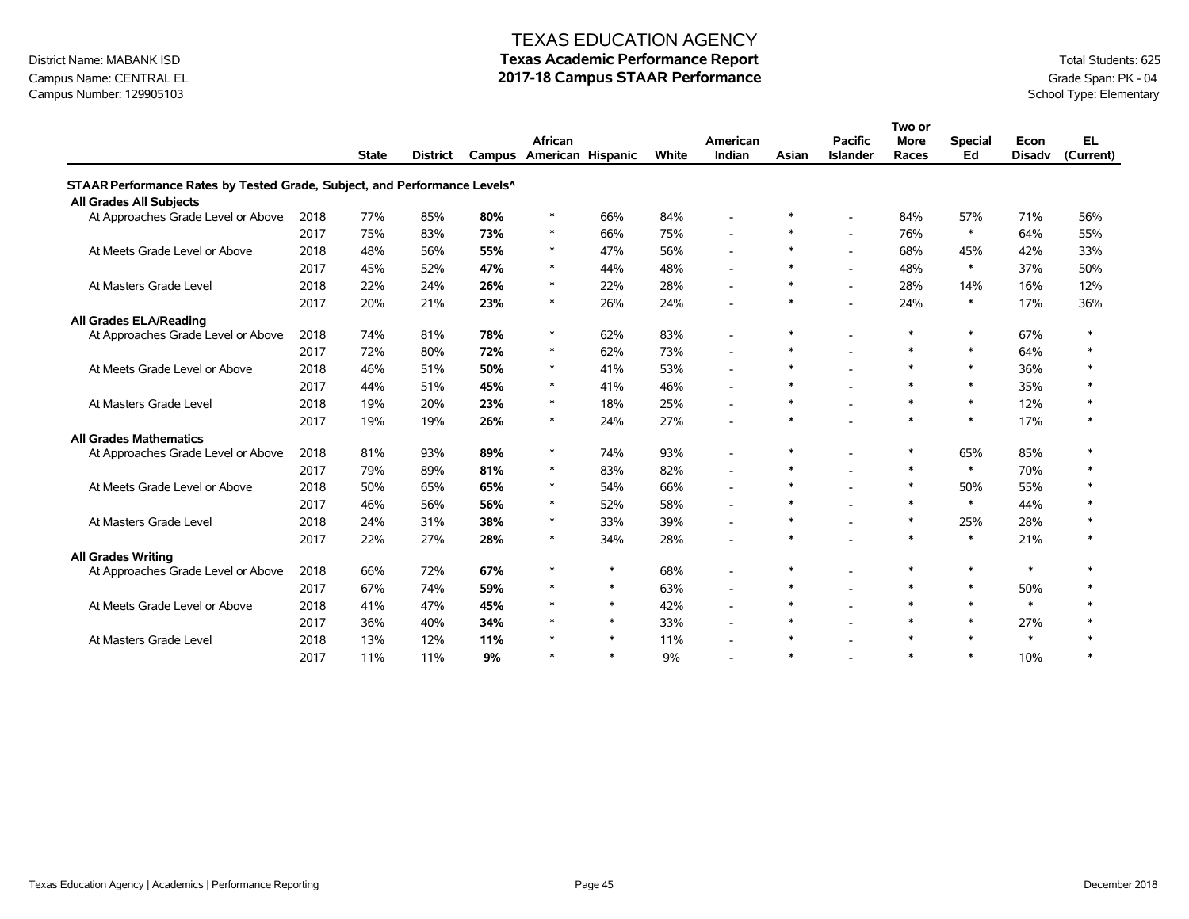# TEXAS EDUCATION AGENCY
## Texas Academic Performance Report
## 2017-18 Campus STAAR Performance

District Name: MABANK ISD
Campus Name: CENTRAL EL
Campus Number: 129905103

Total Students: 625
Grade Span: PK - 04
School Type: Elementary

| | | State | District | Campus | African American | Hispanic | White | American Indian | Asian | Pacific Islander | Two or More Races | Special Ed | Econ Disadv | EL (Current) |
|---|---|---|---|---|---|---|---|---|---|---|---|---|---|---|
| **STAAR Performance Rates by Tested Grade, Subject, and Performance Levels^** | | | | | | | | | | | | | | |
| **All Grades All Subjects** | | | | | | | | | | | | | | |
| At Approaches Grade Level or Above | 2018 | 77% | 85% | **80%** | * | 66% | 84% | - | * | - | 84% | 57% | 71% | 56% |
| | 2017 | 75% | 83% | **73%** | * | 66% | 75% | - | * | - | 76% | * | 64% | 55% |
| At Meets Grade Level or Above | 2018 | 48% | 56% | **55%** | * | 47% | 56% | - | * | - | 68% | 45% | 42% | 33% |
| | 2017 | 45% | 52% | **47%** | * | 44% | 48% | - | * | - | 48% | * | 37% | 50% |
| At Masters Grade Level | 2018 | 22% | 24% | **26%** | * | 22% | 28% | - | * | - | 28% | 14% | 16% | 12% |
| | 2017 | 20% | 21% | **23%** | * | 26% | 24% | - | * | - | 24% | * | 17% | 36% |
| **All Grades ELA/Reading** | | | | | | | | | | | | | | |
| At Approaches Grade Level or Above | 2018 | 74% | 81% | **78%** | * | 62% | 83% | - | * | - | * | * | 67% | * |
| | 2017 | 72% | 80% | **72%** | * | 62% | 73% | - | * | - | * | * | 64% | * |
| At Meets Grade Level or Above | 2018 | 46% | 51% | **50%** | * | 41% | 53% | - | * | - | * | * | 36% | * |
| | 2017 | 44% | 51% | **45%** | * | 41% | 46% | - | * | - | * | * | 35% | * |
| At Masters Grade Level | 2018 | 19% | 20% | **23%** | * | 18% | 25% | - | * | - | * | * | 12% | * |
| | 2017 | 19% | 19% | **26%** | * | 24% | 27% | - | * | - | * | * | 17% | * |
| **All Grades Mathematics** | | | | | | | | | | | | | | |
| At Approaches Grade Level or Above | 2018 | 81% | 93% | **89%** | * | 74% | 93% | - | * | - | * | 65% | 85% | * |
| | 2017 | 79% | 89% | **81%** | * | 83% | 82% | - | * | - | * | * | 70% | * |
| At Meets Grade Level or Above | 2018 | 50% | 65% | **65%** | * | 54% | 66% | - | * | - | * | 50% | 55% | * |
| | 2017 | 46% | 56% | **56%** | * | 52% | 58% | - | * | - | * | * | 44% | * |
| At Masters Grade Level | 2018 | 24% | 31% | **38%** | * | 33% | 39% | - | * | - | * | 25% | 28% | * |
| | 2017 | 22% | 27% | **28%** | * | 34% | 28% | - | * | - | * | * | 21% | * |
| **All Grades Writing** | | | | | | | | | | | | | | |
| At Approaches Grade Level or Above | 2018 | 66% | 72% | **67%** | * | * | 68% | - | * | - | * | * | * | * |
| | 2017 | 67% | 74% | **59%** | * | * | 63% | - | * | - | * | * | 50% | * |
| At Meets Grade Level or Above | 2018 | 41% | 47% | **45%** | * | * | 42% | - | * | - | * | * | * | * |
| | 2017 | 36% | 40% | **34%** | * | * | 33% | - | * | - | * | * | 27% | * |
| At Masters Grade Level | 2018 | 13% | 12% | **11%** | * | * | 11% | - | * | - | * | * | * | * |
| | 2017 | 11% | 11% | **9%** | * | * | 9% | - | * | - | * | * | 10% | * |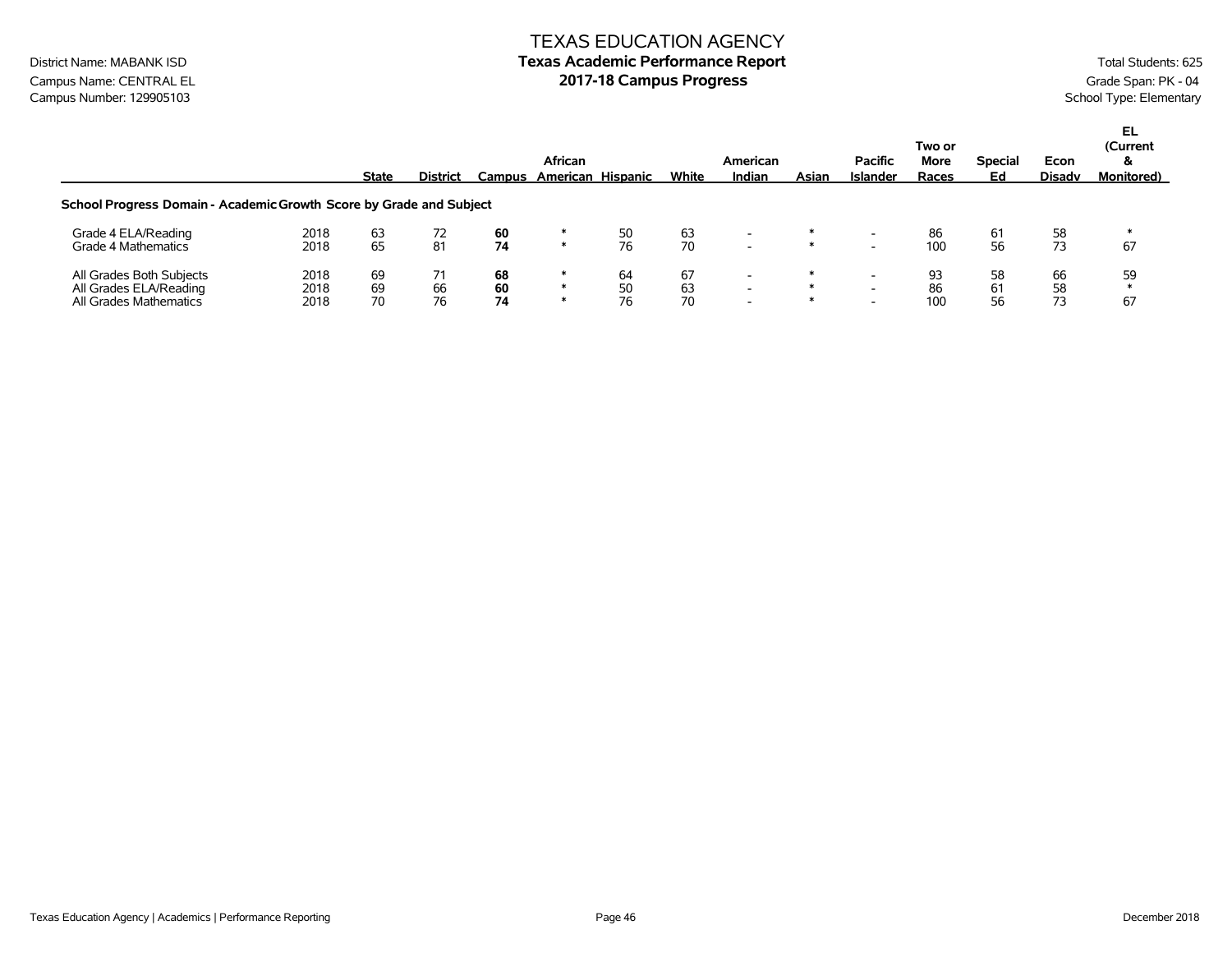# TEXAS EDUCATION AGENCY
## Texas Academic Performance Report
## 2017-18 Campus Progress

District Name: MABANK ISD
Campus Name: CENTRAL EL
Campus Number: 129905103

Total Students: 625
Grade Span: PK - 04
School Type: Elementary

| | | State | District | Campus | African American | Hispanic | White | American Indian | Asian | Pacific Islander | Two or More Races | Special Ed | Econ Disadv | EL (Current & Monitored) |
|---|---|---|---|---|---|---|---|---|---|---|---|---|---|---|
| **School Progress Domain - Academic Growth Score by Grade and Subject** | | | | | | | | | | | | | | |
| Grade 4 ELA/Reading | 2018 | 63 | 72 | **60** | * | 50 | 63 | - | * | - | 86 | 61 | 58 | * |
| Grade 4 Mathematics | 2018 | 65 | 81 | **74** | * | 76 | 70 | - | * | - | 100 | 56 | 73 | 67 |
| All Grades Both Subjects | 2018 | 69 | 71 | **68** | * | 64 | 67 | - | * | - | 93 | 58 | 66 | 59 |
| All Grades ELA/Reading | 2018 | 69 | 66 | **60** | * | 50 | 63 | - | * | - | 86 | 61 | 58 | * |
| All Grades Mathematics | 2018 | 70 | 76 | **74** | * | 76 | 70 | - | * | - | 100 | 56 | 73 | 67 |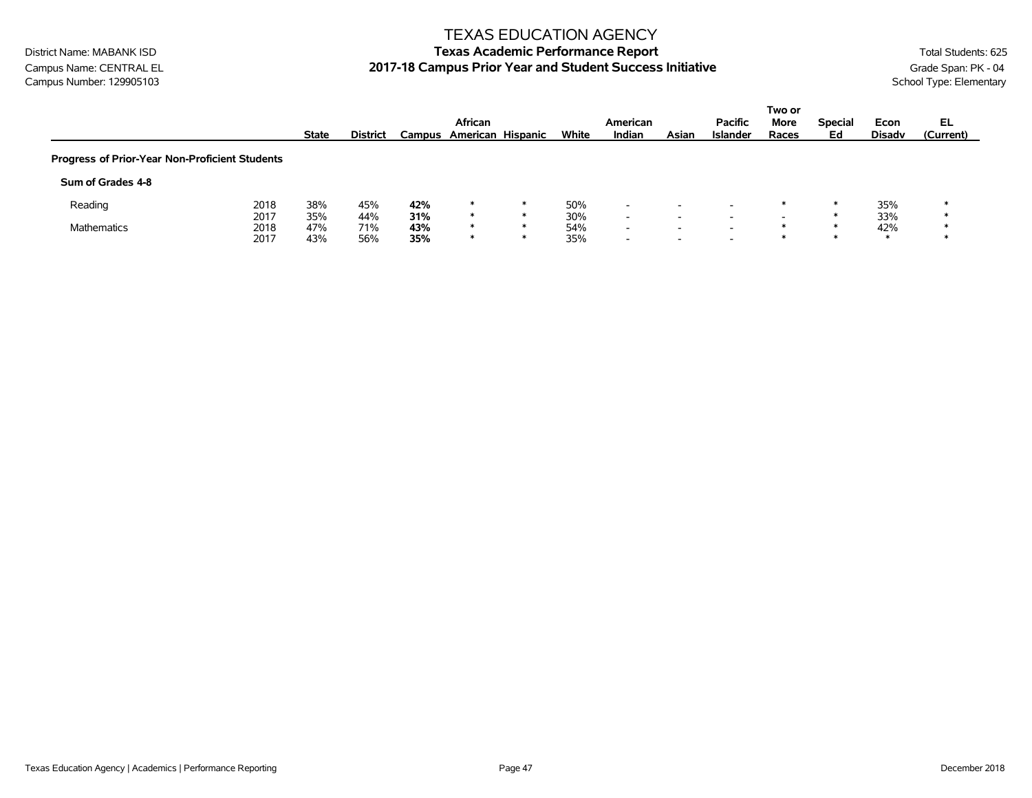# TEXAS EDUCATION AGENCY

District Name: MABANK ISD
Campus Name: CENTRAL EL
Campus Number: 129905103

**Texas Academic Performance Report**
**2017-18 Campus Prior Year and Student Success Initiative**

Total Students: 625
Grade Span: PK - 04
School Type: Elementary

| | | State | District | Campus | African American | Hispanic | White | American Indian | Asian | Pacific Islander | Two or More Races | Special Ed | Econ Disadv | EL (Current) |
|---|---|---|---|---|---|---|---|---|---|---|---|---|---|---|
| **Progress of Prior-Year Non-Proficient Students** | | | | | | | | | | | | | | |
| **Sum of Grades 4-8** | | | | | | | | | | | | | | |
| Reading | 2018 | 38% | 45% | **42%** | * | * | 50% | - | - | - | * | * | 35% | * |
| | 2017 | 35% | 44% | **31%** | * | * | 30% | - | - | - | - | * | 33% | * |
| Mathematics | 2018 | 47% | 71% | **43%** | * | * | 54% | - | - | - | * | * | 42% | * |
| | 2017 | 43% | 56% | **35%** | * | * | 35% | - | - | - | * | * | * | * |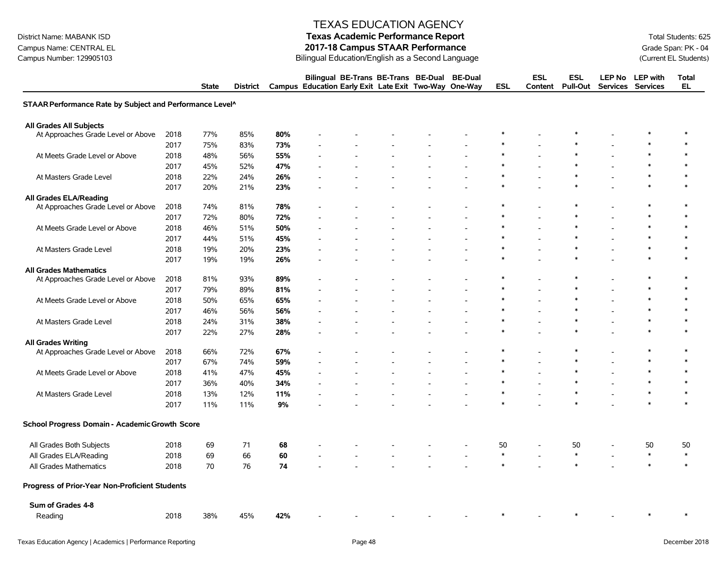District Name: MABANK ISD
Campus Name: CENTRAL EL
Campus Number: 129905103

# TEXAS EDUCATION AGENCY
## Texas Academic Performance Report
## 2017-18 Campus STAAR Performance
Bilingual Education/English as a Second Language

Total Students: 625
Grade Span: PK - 04
(Current EL Students)

| | | State | District | Campus | Bilingual Education | BE-Trans Early Exit | BE-Trans Late Exit | BE-Dual Two-Way | BE-Dual One-Way | ESL | ESL Content | ESL Pull-Out | LEP No Services | LEP with Services | Total EL |
|---|---|---|---|---|---|---|---|---|---|---|---|---|---|---|---|
| **STAAR Performance Rate by Subject and Performance Level^** | | | | | | | | | | | | | | | |
| **All Grades All Subjects** | | | | | | | | | | | | | | | |
| At Approaches Grade Level or Above | 2018 | 77% | 85% | **80%** | - | - | - | - | - | * | - | * | - | * | * |
| | 2017 | 75% | 83% | **73%** | - | - | - | - | - | * | - | * | - | * | * |
| At Meets Grade Level or Above | 2018 | 48% | 56% | **55%** | - | - | - | - | - | * | - | * | - | * | * |
| | 2017 | 45% | 52% | **47%** | - | - | - | - | - | * | - | * | - | * | * |
| At Masters Grade Level | 2018 | 22% | 24% | **26%** | - | - | - | - | - | * | - | * | - | * | * |
| | 2017 | 20% | 21% | **23%** | - | - | - | - | - | * | - | * | - | * | * |
| **All Grades ELA/Reading** | | | | | | | | | | | | | | | |
| At Approaches Grade Level or Above | 2018 | 74% | 81% | **78%** | - | - | - | - | - | * | - | * | - | * | * |
| | 2017 | 72% | 80% | **72%** | - | - | - | - | - | * | - | * | - | * | * |
| At Meets Grade Level or Above | 2018 | 46% | 51% | **50%** | - | - | - | - | - | * | - | * | - | * | * |
| | 2017 | 44% | 51% | **45%** | - | - | - | - | - | * | - | * | - | * | * |
| At Masters Grade Level | 2018 | 19% | 20% | **23%** | - | - | - | - | - | * | - | * | - | * | * |
| | 2017 | 19% | 19% | **26%** | - | - | - | - | - | * | - | * | - | * | * |
| **All Grades Mathematics** | | | | | | | | | | | | | | | |
| At Approaches Grade Level or Above | 2018 | 81% | 93% | **89%** | - | - | - | - | - | * | - | * | - | * | * |
| | 2017 | 79% | 89% | **81%** | - | - | - | - | - | * | - | * | - | * | * |
| At Meets Grade Level or Above | 2018 | 50% | 65% | **65%** | - | - | - | - | - | * | - | * | - | * | * |
| | 2017 | 46% | 56% | **56%** | - | - | - | - | - | * | - | * | - | * | * |
| At Masters Grade Level | 2018 | 24% | 31% | **38%** | - | - | - | - | - | * | - | * | - | * | * |
| | 2017 | 22% | 27% | **28%** | - | - | - | - | - | * | - | * | - | * | * |
| **All Grades Writing** | | | | | | | | | | | | | | | |
| At Approaches Grade Level or Above | 2018 | 66% | 72% | **67%** | - | - | - | - | - | * | - | * | - | * | * |
| | 2017 | 67% | 74% | **59%** | - | - | - | - | - | * | - | * | - | * | * |
| At Meets Grade Level or Above | 2018 | 41% | 47% | **45%** | - | - | - | - | - | * | - | * | - | * | * |
| | 2017 | 36% | 40% | **34%** | - | - | - | - | - | * | - | * | - | * | * |
| At Masters Grade Level | 2018 | 13% | 12% | **11%** | - | - | - | - | - | * | - | * | - | * | * |
| | 2017 | 11% | 11% | **9%** | - | - | - | - | - | * | - | * | - | * | * |
| **School Progress Domain - Academic Growth Score** | | | | | | | | | | | | | | | |
| All Grades Both Subjects | 2018 | 69 | 71 | **68** | - | - | - | - | - | 50 | - | 50 | - | 50 | 50 |
| All Grades ELA/Reading | 2018 | 69 | 66 | **60** | - | - | - | - | - | * | - | * | - | * | * |
| All Grades Mathematics | 2018 | 70 | 76 | **74** | - | - | - | - | - | * | - | * | - | * | * |
| **Progress of Prior-Year Non-Proficient Students** | | | | | | | | | | | | | | | |
| **Sum of Grades 4-8** | | | | | | | | | | | | | | | |
| Reading | 2018 | 38% | 45% | **42%** | - | - | - | - | - | * | - | * | - | * | * |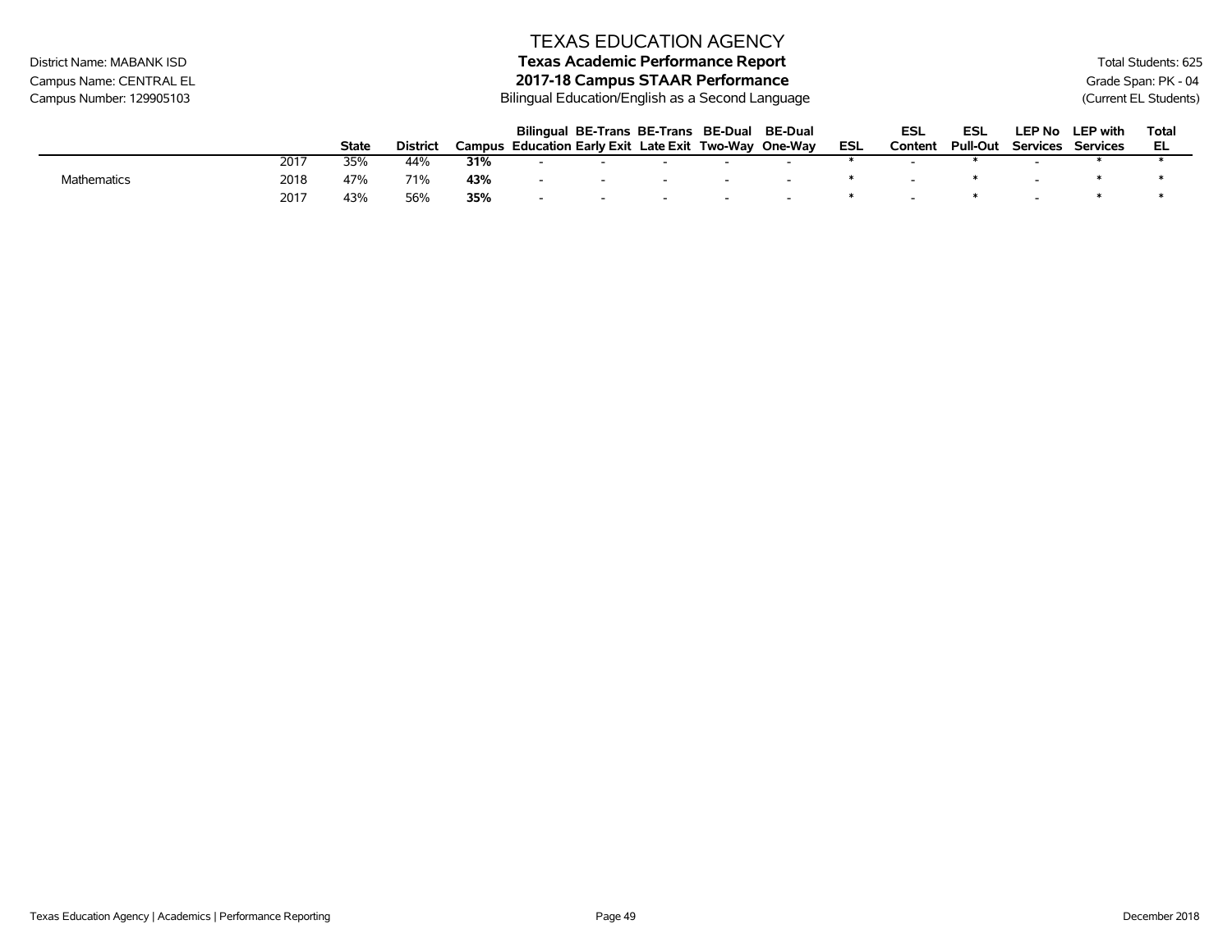# TEXAS EDUCATION AGENCY

## Texas Academic Performance Report

## 2017-18 Campus STAAR Performance

Bilingual Education/English as a Second Language

District Name: MABANK ISD
Campus Name: CENTRAL EL
Campus Number: 129905103

Total Students: 625
Grade Span: PK - 04
(Current EL Students)

| | | State | District | Campus | Bilingual Education | BE-Trans Early Exit | BE-Trans Late Exit | BE-Dual Two-Way | BE-Dual One-Way | ESL | ESL Content | ESL Pull-Out | LEP No Services | LEP with Services | Total EL |
|---|---|---|---|---|---|---|---|---|---|---|---|---|---|---|---|
| | 2017 | 35% | 44% | **31%** | - | - | - | - | - | * | - | * | - | * | * |
| Mathematics | 2018 | 47% | 71% | **43%** | - | - | - | - | - | * | - | * | - | * | * |
| | 2017 | 43% | 56% | **35%** | - | - | - | - | - | * | - | * | - | * | * |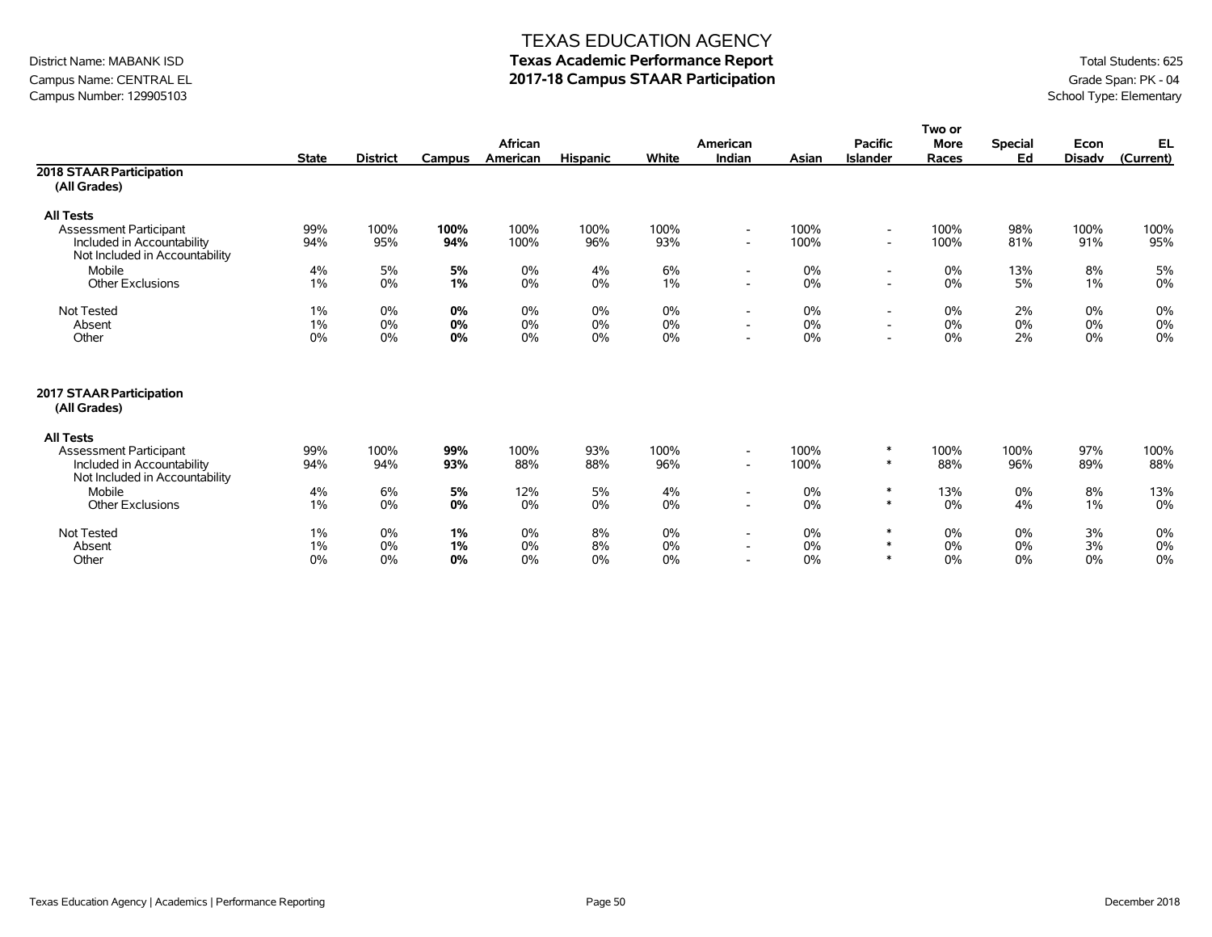# TEXAS EDUCATION AGENCY

## Texas Academic Performance Report

## 2017-18 Campus STAAR Participation

District Name: MABANK ISD
Campus Name: CENTRAL EL
Campus Number: 129905103

Total Students: 625
Grade Span: PK - 04
School Type: Elementary

| | State | District | Campus | African American | Hispanic | White | American Indian | Asian | Pacific Islander | Two or More Races | Special Ed | Econ Disadv | EL (Current) |
|---|---|---|---|---|---|---|---|---|---|---|---|---|---|
| **2018 STAAR Participation (All Grades)** | | | | | | | | | | | | | |
| **All Tests** | | | | | | | | | | | | | |
| Assessment Participant | 99% | 100% | **100%** | 100% | 100% | 100% | - | 100% | - | 100% | 98% | 100% | 100% |
| Included in Accountability | 94% | 95% | **94%** | 100% | 96% | 93% | - | 100% | - | 100% | 81% | 91% | 95% |
| Not Included in Accountability | | | | | | | | | | | | | |
| Mobile | 4% | 5% | **5%** | 0% | 4% | 6% | - | 0% | - | 0% | 13% | 8% | 5% |
| Other Exclusions | 1% | 0% | **1%** | 0% | 0% | 1% | - | 0% | - | 0% | 5% | 1% | 0% |
| Not Tested | 1% | 0% | **0%** | 0% | 0% | 0% | - | 0% | - | 0% | 2% | 0% | 0% |
| Absent | 1% | 0% | **0%** | 0% | 0% | 0% | - | 0% | - | 0% | 0% | 0% | 0% |
| Other | 0% | 0% | **0%** | 0% | 0% | 0% | - | 0% | - | 0% | 2% | 0% | 0% |
| **2017 STAAR Participation (All Grades)** | | | | | | | | | | | | | |
| **All Tests** | | | | | | | | | | | | | |
| Assessment Participant | 99% | 100% | **99%** | 100% | 93% | 100% | - | 100% | * | 100% | 100% | 97% | 100% |
| Included in Accountability | 94% | 94% | **93%** | 88% | 88% | 96% | - | 100% | * | 88% | 96% | 89% | 88% |
| Not Included in Accountability | | | | | | | | | | | | | |
| Mobile | 4% | 6% | **5%** | 12% | 5% | 4% | - | 0% | * | 13% | 0% | 8% | 13% |
| Other Exclusions | 1% | 0% | **0%** | 0% | 0% | 0% | - | 0% | * | 0% | 4% | 1% | 0% |
| Not Tested | 1% | 0% | **1%** | 0% | 8% | 0% | - | 0% | * | 0% | 0% | 3% | 0% |
| Absent | 1% | 0% | **1%** | 0% | 8% | 0% | - | 0% | * | 0% | 0% | 3% | 0% |
| Other | 0% | 0% | **0%** | 0% | 0% | 0% | - | 0% | * | 0% | 0% | 0% | 0% |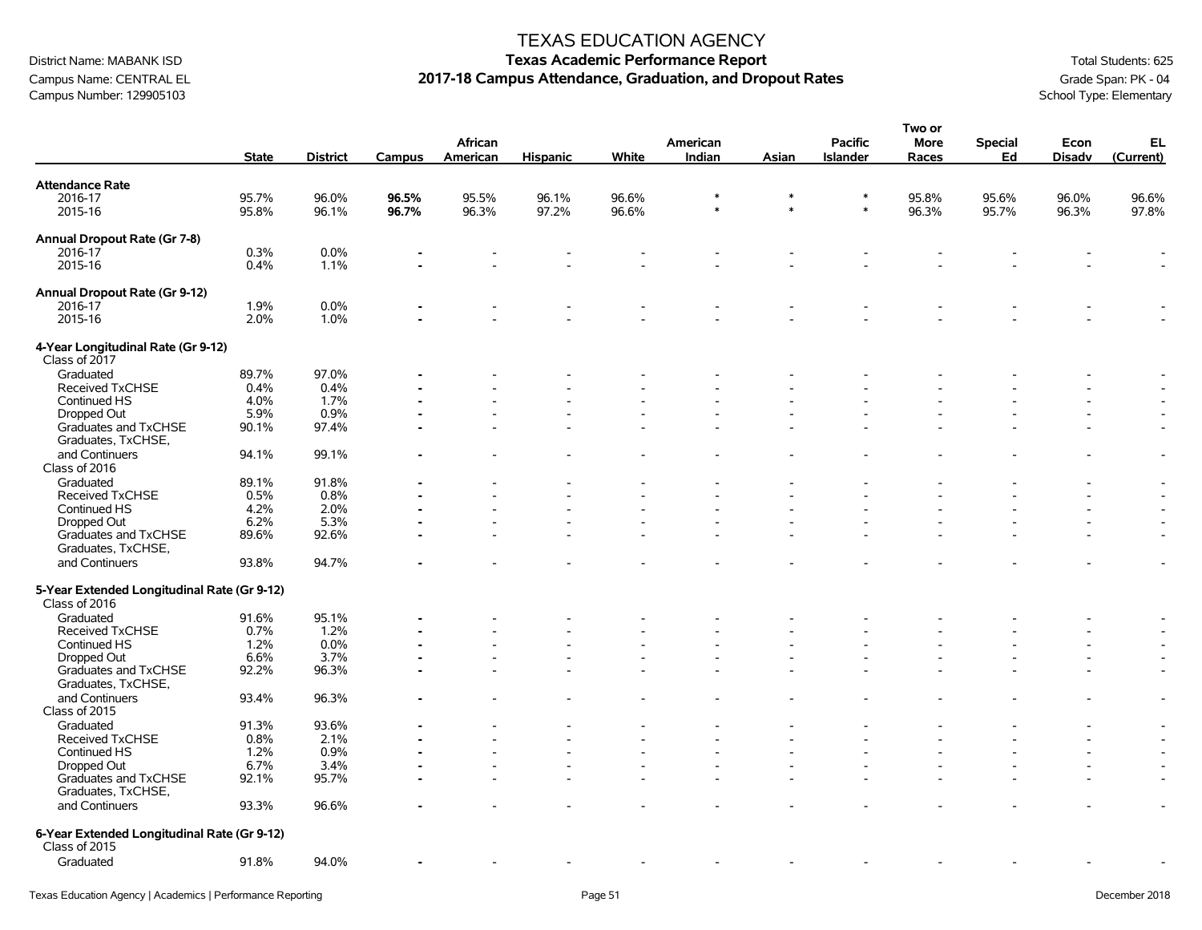# TEXAS EDUCATION AGENCY

## Texas Academic Performance Report

## 2017-18 Campus Attendance, Graduation, and Dropout Rates

District Name: MABANK ISD
Campus Name: CENTRAL EL
Campus Number: 129905103

Total Students: 625
Grade Span: PK - 04
School Type: Elementary

| | State | District | Campus | African American | Hispanic | White | American Indian | Asian | Pacific Islander | Two or More Races | Special Ed | Econ Disadv | EL (Current) |
|---|---|---|---|---|---|---|---|---|---|---|---|---|---|
| **Attendance Rate** | | | | | | | | | | | | | |
| 2016-17 | 95.7% | 96.0% | **96.5%** | 95.5% | 96.1% | 96.6% | * | * | * | 95.8% | 95.6% | 96.0% | 96.6% |
| 2015-16 | 95.8% | 96.1% | **96.7%** | 96.3% | 97.2% | 96.6% | * | * | * | 96.3% | 95.7% | 96.3% | 97.8% |
| **Annual Dropout Rate (Gr 7-8)** | | | | | | | | | | | | | |
| 2016-17 | 0.3% | 0.0% | - | - | - | - | - | - | - | - | - | - | - |
| 2015-16 | 0.4% | 1.1% | - | - | - | - | - | - | - | - | - | - | - |
| **Annual Dropout Rate (Gr 9-12)** | | | | | | | | | | | | | |
| 2016-17 | 1.9% | 0.0% | - | - | - | - | - | - | - | - | - | - | - |
| 2015-16 | 2.0% | 1.0% | - | - | - | - | - | - | - | - | - | - | - |
| **4-Year Longitudinal Rate (Gr 9-12)** | | | | | | | | | | | | | |
| Class of 2017 | | | | | | | | | | | | | |
| Graduated | 89.7% | 97.0% | - | - | - | - | - | - | - | - | - | - | - |
| Received TxCHSE | 0.4% | 0.4% | - | - | - | - | - | - | - | - | - | - | - |
| Continued HS | 4.0% | 1.7% | - | - | - | - | - | - | - | - | - | - | - |
| Dropped Out | 5.9% | 0.9% | - | - | - | - | - | - | - | - | - | - | - |
| Graduates and TxCHSE | 90.1% | 97.4% | - | - | - | - | - | - | - | - | - | - | - |
| Graduates, TxCHSE, and Continuers | 94.1% | 99.1% | - | - | - | - | - | - | - | - | - | - | - |
| Class of 2016 | | | | | | | | | | | | | |
| Graduated | 89.1% | 91.8% | - | - | - | - | - | - | - | - | - | - | - |
| Received TxCHSE | 0.5% | 0.8% | - | - | - | - | - | - | - | - | - | - | - |
| Continued HS | 4.2% | 2.0% | - | - | - | - | - | - | - | - | - | - | - |
| Dropped Out | 6.2% | 5.3% | - | - | - | - | - | - | - | - | - | - | - |
| Graduates and TxCHSE | 89.6% | 92.6% | - | - | - | - | - | - | - | - | - | - | - |
| Graduates, TxCHSE, and Continuers | 93.8% | 94.7% | - | - | - | - | - | - | - | - | - | - | - |
| **5-Year Extended Longitudinal Rate (Gr 9-12)** | | | | | | | | | | | | | |
| Class of 2016 | | | | | | | | | | | | | |
| Graduated | 91.6% | 95.1% | - | - | - | - | - | - | - | - | - | - | - |
| Received TxCHSE | 0.7% | 1.2% | - | - | - | - | - | - | - | - | - | - | - |
| Continued HS | 1.2% | 0.0% | - | - | - | - | - | - | - | - | - | - | - |
| Dropped Out | 6.6% | 3.7% | - | - | - | - | - | - | - | - | - | - | - |
| Graduates and TxCHSE | 92.2% | 96.3% | - | - | - | - | - | - | - | - | - | - | - |
| Graduates, TxCHSE, and Continuers | 93.4% | 96.3% | - | - | - | - | - | - | - | - | - | - | - |
| Class of 2015 | | | | | | | | | | | | | |
| Graduated | 91.3% | 93.6% | - | - | - | - | - | - | - | - | - | - | - |
| Received TxCHSE | 0.8% | 2.1% | - | - | - | - | - | - | - | - | - | - | - |
| Continued HS | 1.2% | 0.9% | - | - | - | - | - | - | - | - | - | - | - |
| Dropped Out | 6.7% | 3.4% | - | - | - | - | - | - | - | - | - | - | - |
| Graduates and TxCHSE | 92.1% | 95.7% | - | - | - | - | - | - | - | - | - | - | - |
| Graduates, TxCHSE, and Continuers | 93.3% | 96.6% | - | - | - | - | - | - | - | - | - | - | - |
| **6-Year Extended Longitudinal Rate (Gr 9-12)** | | | | | | | | | | | | | |
| Class of 2015 | | | | | | | | | | | | | |
| Graduated | 91.8% | 94.0% | - | - | - | - | - | - | - | - | - | - | - |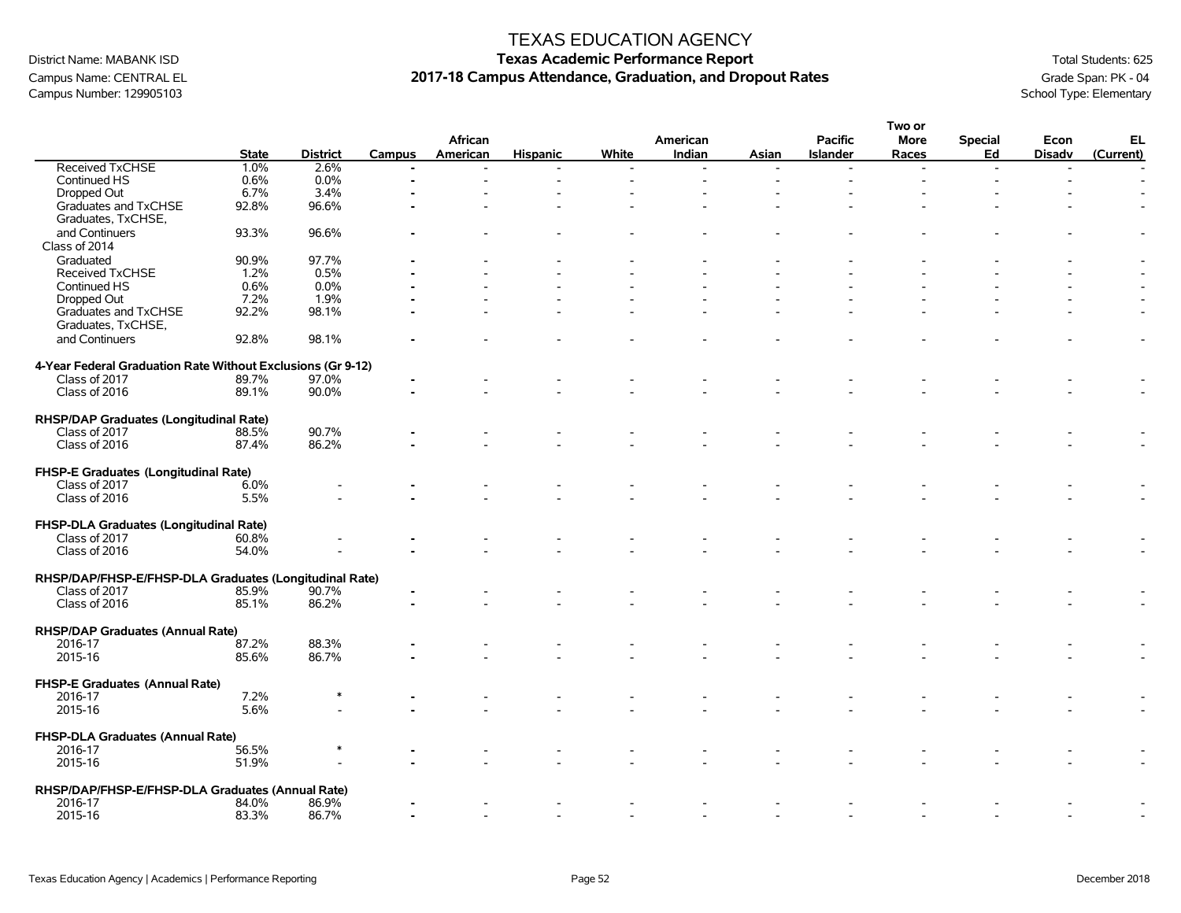# TEXAS EDUCATION AGENCY
## Texas Academic Performance Report
## 2017-18 Campus Attendance, Graduation, and Dropout Rates

District Name: MABANK ISD
Campus Name: CENTRAL EL
Campus Number: 129905103

Total Students: 625
Grade Span: PK - 04
School Type: Elementary

| | State | District | Campus | African American | Hispanic | White | American Indian | Asian | Pacific Islander | Two or More Races | Special Ed | Econ Disadv | EL (Current) |
|---|---|---|---|---|---|---|---|---|---|---|---|---|---|
| Received TxCHSE | 1.0% | 2.6% | - | - | - | - | - | - | - | - | - | - | - |
| Continued HS | 0.6% | 0.0% | - | - | - | - | - | - | - | - | - | - | - |
| Dropped Out | 6.7% | 3.4% | - | - | - | - | - | - | - | - | - | - | - |
| Graduates and TxCHSE | 92.8% | 96.6% | - | - | - | - | - | - | - | - | - | - | - |
| Graduates, TxCHSE, and Continuers | 93.3% | 96.6% | - | - | - | - | - | - | - | - | - | - | - |
| Class of 2014 | | | | | | | | | | | | | |
| Graduated | 90.9% | 97.7% | - | - | - | - | - | - | - | - | - | - | - |
| Received TxCHSE | 1.2% | 0.5% | - | - | - | - | - | - | - | - | - | - | - |
| Continued HS | 0.6% | 0.0% | - | - | - | - | - | - | - | - | - | - | - |
| Dropped Out | 7.2% | 1.9% | - | - | - | - | - | - | - | - | - | - | - |
| Graduates and TxCHSE | 92.2% | 98.1% | - | - | - | - | - | - | - | - | - | - | - |
| Graduates, TxCHSE, and Continuers | 92.8% | 98.1% | - | - | - | - | - | - | - | - | - | - | - |
| **4-Year Federal Graduation Rate Without Exclusions (Gr 9-12)** | | | | | | | | | | | | | |
| Class of 2017 | 89.7% | 97.0% | - | - | - | - | - | - | - | - | - | - | - |
| Class of 2016 | 89.1% | 90.0% | - | - | - | - | - | - | - | - | - | - | - |
| **RHSP/DAP Graduates (Longitudinal Rate)** | | | | | | | | | | | | | |
| Class of 2017 | 88.5% | 90.7% | - | - | - | - | - | - | - | - | - | - | - |
| Class of 2016 | 87.4% | 86.2% | - | - | - | - | - | - | - | - | - | - | - |
| **FHSP-E Graduates (Longitudinal Rate)** | | | | | | | | | | | | | |
| Class of 2017 | 6.0% | - | - | - | - | - | - | - | - | - | - | - | - |
| Class of 2016 | 5.5% | - | - | - | - | - | - | - | - | - | - | - | - |
| **FHSP-DLA Graduates (Longitudinal Rate)** | | | | | | | | | | | | | |
| Class of 2017 | 60.8% | - | - | - | - | - | - | - | - | - | - | - | - |
| Class of 2016 | 54.0% | - | - | - | - | - | - | - | - | - | - | - | - |
| **RHSP/DAP/FHSP-E/FHSP-DLA Graduates (Longitudinal Rate)** | | | | | | | | | | | | | |
| Class of 2017 | 85.9% | 90.7% | - | - | - | - | - | - | - | - | - | - | - |
| Class of 2016 | 85.1% | 86.2% | - | - | - | - | - | - | - | - | - | - | - |
| **RHSP/DAP Graduates (Annual Rate)** | | | | | | | | | | | | | |
| 2016-17 | 87.2% | 88.3% | - | - | - | - | - | - | - | - | - | - | - |
| 2015-16 | 85.6% | 86.7% | - | - | - | - | - | - | - | - | - | - | - |
| **FHSP-E Graduates (Annual Rate)** | | | | | | | | | | | | | |
| 2016-17 | 7.2% | * | - | - | - | - | - | - | - | - | - | - | - |
| 2015-16 | 5.6% | - | - | - | - | - | - | - | - | - | - | - | - |
| **FHSP-DLA Graduates (Annual Rate)** | | | | | | | | | | | | | |
| 2016-17 | 56.5% | * | - | - | - | - | - | - | - | - | - | - | - |
| 2015-16 | 51.9% | - | - | - | - | - | - | - | - | - | - | - | - |
| **RHSP/DAP/FHSP-E/FHSP-DLA Graduates (Annual Rate)** | | | | | | | | | | | | | |
| 2016-17 | 84.0% | 86.9% | - | - | - | - | - | - | - | - | - | - | - |
| 2015-16 | 83.3% | 86.7% | - | - | - | - | - | - | - | - | - | - | - |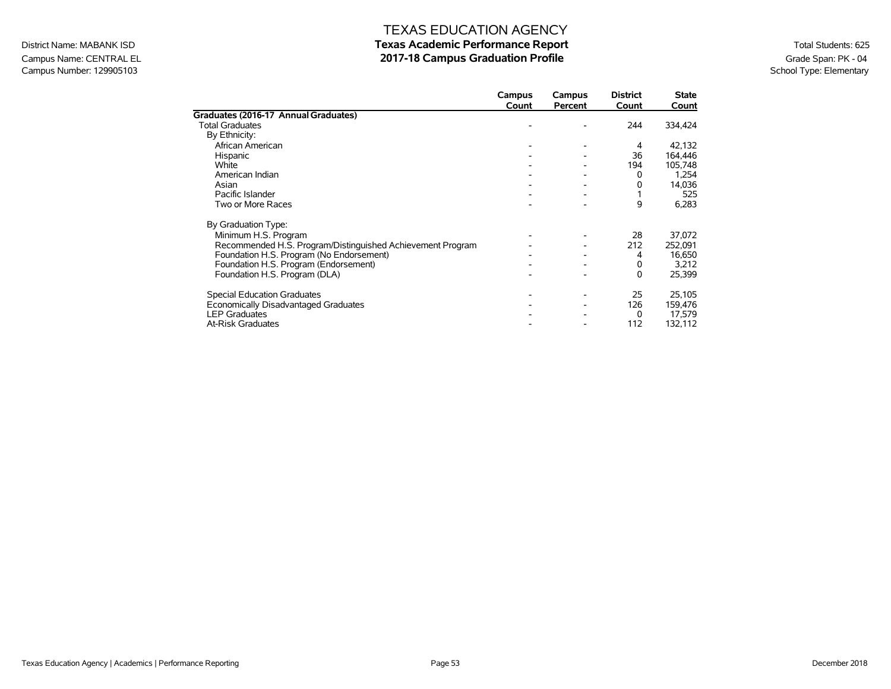# TEXAS EDUCATION AGENCY

## Texas Academic Performance Report

## 2017-18 Campus Graduation Profile

District Name: MABANK ISD
Campus Name: CENTRAL EL
Campus Number: 129905103

Total Students: 625
Grade Span: PK - 04
School Type: Elementary

| | Campus Count | Campus Percent | District Count | State Count |
|---|---|---|---|---|
| **Graduates (2016-17 Annual Graduates)** | | | | |
| Total Graduates | - | - | 244 | 334,424 |
| By Ethnicity: | | | | |
| African American | - | - | 4 | 42,132 |
| Hispanic | - | - | 36 | 164,446 |
| White | - | - | 194 | 105,748 |
| American Indian | - | - | 0 | 1,254 |
| Asian | - | - | 0 | 14,036 |
| Pacific Islander | - | - | 1 | 525 |
| Two or More Races | - | - | 9 | 6,283 |
| By Graduation Type: | | | | |
| Minimum H.S. Program | - | - | 28 | 37,072 |
| Recommended H.S. Program/Distinguished Achievement Program | - | - | 212 | 252,091 |
| Foundation H.S. Program (No Endorsement) | - | - | 4 | 16,650 |
| Foundation H.S. Program (Endorsement) | - | - | 0 | 3,212 |
| Foundation H.S. Program (DLA) | - | - | 0 | 25,399 |
| Special Education Graduates | - | - | 25 | 25,105 |
| Economically Disadvantaged Graduates | - | - | 126 | 159,476 |
| LEP Graduates | - | - | 0 | 17,579 |
| At-Risk Graduates | - | - | 112 | 132,112 |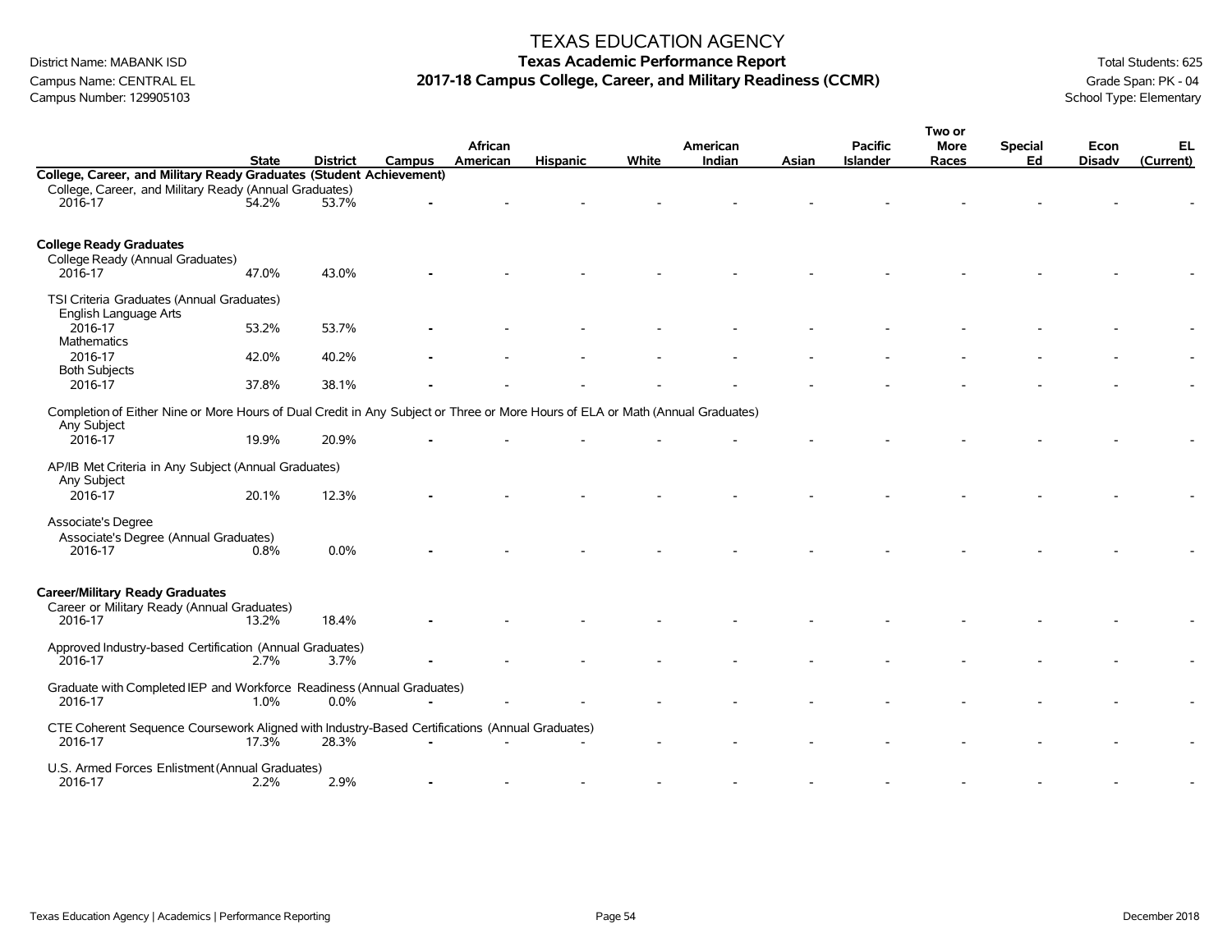# TEXAS EDUCATION AGENCY

District Name: MABANK ISD
Campus Name: CENTRAL EL
Campus Number: 129905103

## Texas Academic Performance Report
## 2017-18 Campus College, Career, and Military Readiness (CCMR)

Total Students: 625
Grade Span: PK - 04
School Type: Elementary

| | State | District | Campus | African American | Hispanic | White | American Indian | Asian | Pacific Islander | Two or More Races | Special Ed | Econ Disadv | EL (Current) |
|---|---|---|---|---|---|---|---|---|---|---|---|---|---|
| **College, Career, and Military Ready Graduates (Student Achievement)** | | | | | | | | | | | | | |
| College, Career, and Military Ready (Annual Graduates) | | | | | | | | | | | | | |
| 2016-17 | 54.2% | 53.7% | - | - | - | - | - | - | - | - | - | - | - |
| **College Ready Graduates** | | | | | | | | | | | | | |
| College Ready (Annual Graduates) | | | | | | | | | | | | | |
| 2016-17 | 47.0% | 43.0% | - | - | - | - | - | - | - | - | - | - | - |
| TSI Criteria Graduates (Annual Graduates) | | | | | | | | | | | | | |
| English Language Arts | | | | | | | | | | | | | |
| 2016-17 | 53.2% | 53.7% | - | - | - | - | - | - | - | - | - | - | - |
| Mathematics | | | | | | | | | | | | | |
| 2016-17 | 42.0% | 40.2% | - | - | - | - | - | - | - | - | - | - | - |
| Both Subjects | | | | | | | | | | | | | |
| 2016-17 | 37.8% | 38.1% | - | - | - | - | - | - | - | - | - | - | - |
| Completion of Either Nine or More Hours of Dual Credit in Any Subject or Three or More Hours of ELA or Math (Annual Graduates) | | | | | | | | | | | | | |
| Any Subject | | | | | | | | | | | | | |
| 2016-17 | 19.9% | 20.9% | - | - | - | - | - | - | - | - | - | - | - |
| AP/IB Met Criteria in Any Subject (Annual Graduates) | | | | | | | | | | | | | |
| Any Subject | | | | | | | | | | | | | |
| 2016-17 | 20.1% | 12.3% | - | - | - | - | - | - | - | - | - | - | - |
| Associate's Degree | | | | | | | | | | | | | |
| Associate's Degree (Annual Graduates) | | | | | | | | | | | | | |
| 2016-17 | 0.8% | 0.0% | - | - | - | - | - | - | - | - | - | - | - |
| **Career/Military Ready Graduates** | | | | | | | | | | | | | |
| Career or Military Ready (Annual Graduates) | | | | | | | | | | | | | |
| 2016-17 | 13.2% | 18.4% | - | - | - | - | - | - | - | - | - | - | - |
| Approved Industry-based Certification (Annual Graduates) | | | | | | | | | | | | | |
| 2016-17 | 2.7% | 3.7% | - | - | - | - | - | - | - | - | - | - | - |
| Graduate with Completed IEP and Workforce Readiness (Annual Graduates) | | | | | | | | | | | | | |
| 2016-17 | 1.0% | 0.0% | - | - | - | - | - | - | - | - | - | - | - |
| CTE Coherent Sequence Coursework Aligned with Industry-Based Certifications (Annual Graduates) | | | | | | | | | | | | | |
| 2016-17 | 17.3% | 28.3% | - | - | - | - | - | - | - | - | - | - | - |
| U.S. Armed Forces Enlistment (Annual Graduates) | | | | | | | | | | | | | |
| 2016-17 | 2.2% | 2.9% | - | - | - | - | - | - | - | - | - | - | - |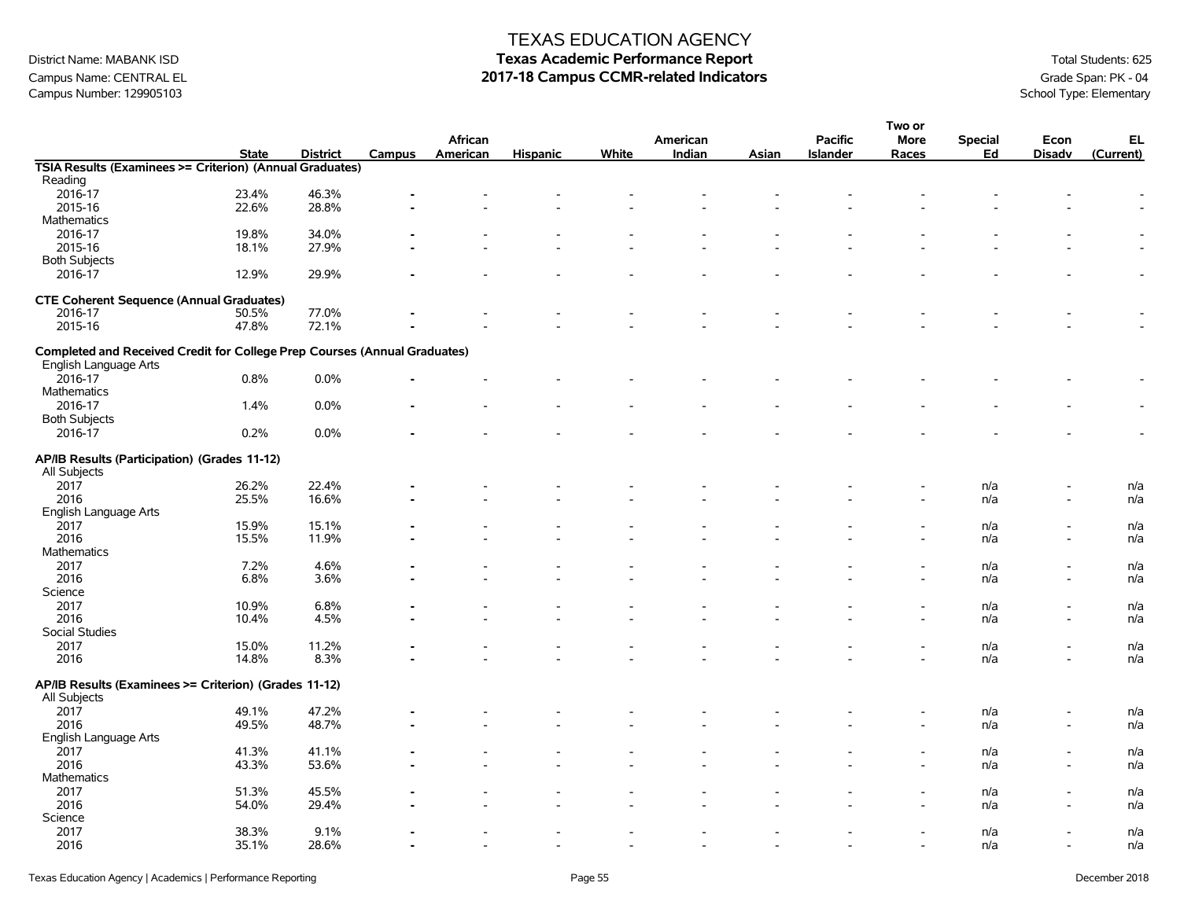# TEXAS EDUCATION AGENCY

## Texas Academic Performance Report

## 2017-18 Campus CCMR-related Indicators

District Name: MABANK ISD
Campus Name: CENTRAL EL
Campus Number: 129905103

Total Students: 625
Grade Span: PK - 04
School Type: Elementary

| | State | District | Campus | African American | Hispanic | White | American Indian | Asian | Pacific Islander | Two or More Races | Special Ed | Econ Disadv | EL (Current) |
|---|---|---|---|---|---|---|---|---|---|---|---|---|---|
| **TSIA Results (Examinees >= Criterion) (Annual Graduates)** | | | | | | | | | | | | | |
| Reading | | | | | | | | | | | | | |
| 2016-17 | 23.4% | 46.3% | - | - | - | - | - | - | - | - | - | - | - |
| 2015-16 | 22.6% | 28.8% | - | - | - | - | - | - | - | - | - | - | - |
| Mathematics | | | | | | | | | | | | | |
| 2016-17 | 19.8% | 34.0% | - | - | - | - | - | - | - | - | - | - | - |
| 2015-16 | 18.1% | 27.9% | - | - | - | - | - | - | - | - | - | - | - |
| Both Subjects | | | | | | | | | | | | | |
| 2016-17 | 12.9% | 29.9% | - | - | - | - | - | - | - | - | - | - | - |
| **CTE Coherent Sequence (Annual Graduates)** | | | | | | | | | | | | | |
| 2016-17 | 50.5% | 77.0% | - | - | - | - | - | - | - | - | - | - | - |
| 2015-16 | 47.8% | 72.1% | - | - | - | - | - | - | - | - | - | - | - |
| **Completed and Received Credit for College Prep Courses (Annual Graduates)** | | | | | | | | | | | | | |
| English Language Arts | | | | | | | | | | | | | |
| 2016-17 | 0.8% | 0.0% | - | - | - | - | - | - | - | - | - | - | - |
| Mathematics | | | | | | | | | | | | | |
| 2016-17 | 1.4% | 0.0% | - | - | - | - | - | - | - | - | - | - | - |
| Both Subjects | | | | | | | | | | | | | |
| 2016-17 | 0.2% | 0.0% | - | - | - | - | - | - | - | - | - | - | - |
| **AP/IB Results (Participation) (Grades 11-12)** | | | | | | | | | | | | | |
| All Subjects | | | | | | | | | | | | | |
| 2017 | 26.2% | 22.4% | - | - | - | - | - | - | - | - | n/a | - | n/a |
| 2016 | 25.5% | 16.6% | - | - | - | - | - | - | - | - | n/a | - | n/a |
| English Language Arts | | | | | | | | | | | | | |
| 2017 | 15.9% | 15.1% | - | - | - | - | - | - | - | - | n/a | - | n/a |
| 2016 | 15.5% | 11.9% | - | - | - | - | - | - | - | - | n/a | - | n/a |
| Mathematics | | | | | | | | | | | | | |
| 2017 | 7.2% | 4.6% | - | - | - | - | - | - | - | - | n/a | - | n/a |
| 2016 | 6.8% | 3.6% | - | - | - | - | - | - | - | - | n/a | - | n/a |
| Science | | | | | | | | | | | | | |
| 2017 | 10.9% | 6.8% | - | - | - | - | - | - | - | - | n/a | - | n/a |
| 2016 | 10.4% | 4.5% | - | - | - | - | - | - | - | - | n/a | - | n/a |
| Social Studies | | | | | | | | | | | | | |
| 2017 | 15.0% | 11.2% | - | - | - | - | - | - | - | - | n/a | - | n/a |
| 2016 | 14.8% | 8.3% | - | - | - | - | - | - | - | - | n/a | - | n/a |
| **AP/IB Results (Examinees >= Criterion) (Grades 11-12)** | | | | | | | | | | | | | |
| All Subjects | | | | | | | | | | | | | |
| 2017 | 49.1% | 47.2% | - | - | - | - | - | - | - | - | n/a | - | n/a |
| 2016 | 49.5% | 48.7% | - | - | - | - | - | - | - | - | n/a | - | n/a |
| English Language Arts | | | | | | | | | | | | | |
| 2017 | 41.3% | 41.1% | - | - | - | - | - | - | - | - | n/a | - | n/a |
| 2016 | 43.3% | 53.6% | - | - | - | - | - | - | - | - | n/a | - | n/a |
| Mathematics | | | | | | | | | | | | | |
| 2017 | 51.3% | 45.5% | - | - | - | - | - | - | - | - | n/a | - | n/a |
| 2016 | 54.0% | 29.4% | - | - | - | - | - | - | - | - | n/a | - | n/a |
| Science | | | | | | | | | | | | | |
| 2017 | 38.3% | 9.1% | - | - | - | - | - | - | - | - | n/a | - | n/a |
| 2016 | 35.1% | 28.6% | - | - | - | - | - | - | - | - | n/a | - | n/a |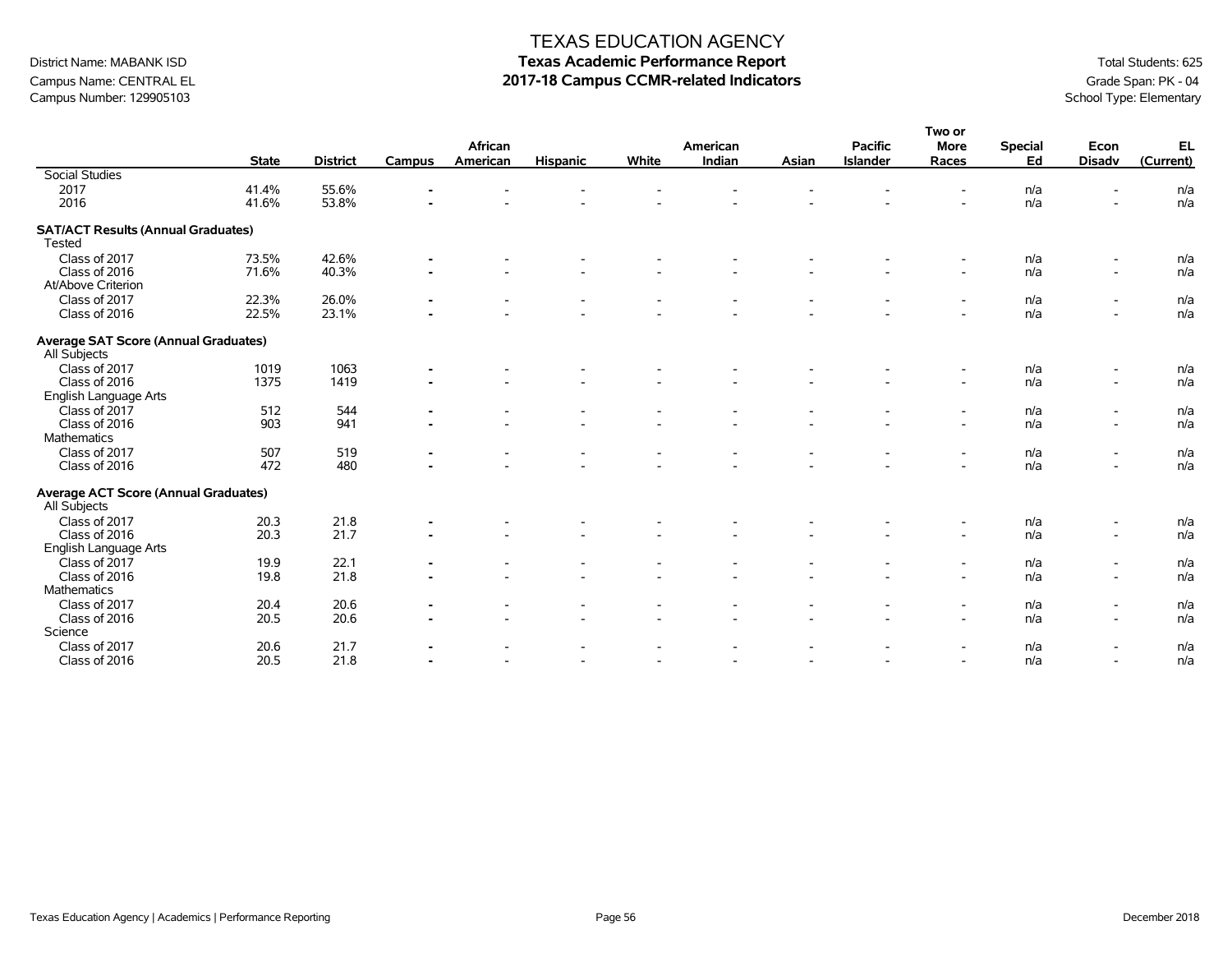# TEXAS EDUCATION AGENCY

## Texas Academic Performance Report

## 2017-18 Campus CCMR-related Indicators

District Name: MABANK ISD
Campus Name: CENTRAL EL
Campus Number: 129905103

Total Students: 625
Grade Span: PK - 04
School Type: Elementary

| | State | District | Campus | African American | Hispanic | White | American Indian | Asian | Pacific Islander | Two or More Races | Special Ed | Econ Disadv | EL (Current) |
|---|---|---|---|---|---|---|---|---|---|---|---|---|---|
| Social Studies | | | | | | | | | | | | | |
| 2017 | 41.4% | 55.6% | - | - | - | - | - | - | - | - | n/a | - | n/a |
| 2016 | 41.6% | 53.8% | - | - | - | - | - | - | - | - | n/a | - | n/a |
| **SAT/ACT Results (Annual Graduates)** | | | | | | | | | | | | | |
| Tested | | | | | | | | | | | | | |
| Class of 2017 | 73.5% | 42.6% | - | - | - | - | - | - | - | - | n/a | - | n/a |
| Class of 2016 | 71.6% | 40.3% | - | - | - | - | - | - | - | - | n/a | - | n/a |
| At/Above Criterion | | | | | | | | | | | | | |
| Class of 2017 | 22.3% | 26.0% | - | - | - | - | - | - | - | - | n/a | - | n/a |
| Class of 2016 | 22.5% | 23.1% | - | - | - | - | - | - | - | - | n/a | - | n/a |
| **Average SAT Score (Annual Graduates)** | | | | | | | | | | | | | |
| All Subjects | | | | | | | | | | | | | |
| Class of 2017 | 1019 | 1063 | - | - | - | - | - | - | - | - | n/a | - | n/a |
| Class of 2016 | 1375 | 1419 | - | - | - | - | - | - | - | - | n/a | - | n/a |
| English Language Arts | | | | | | | | | | | | | |
| Class of 2017 | 512 | 544 | - | - | - | - | - | - | - | - | n/a | - | n/a |
| Class of 2016 | 903 | 941 | - | - | - | - | - | - | - | - | n/a | - | n/a |
| Mathematics | | | | | | | | | | | | | |
| Class of 2017 | 507 | 519 | - | - | - | - | - | - | - | - | n/a | - | n/a |
| Class of 2016 | 472 | 480 | - | - | - | - | - | - | - | - | n/a | - | n/a |
| **Average ACT Score (Annual Graduates)** | | | | | | | | | | | | | |
| All Subjects | | | | | | | | | | | | | |
| Class of 2017 | 20.3 | 21.8 | - | - | - | - | - | - | - | - | n/a | - | n/a |
| Class of 2016 | 20.3 | 21.7 | - | - | - | - | - | - | - | - | n/a | - | n/a |
| English Language Arts | | | | | | | | | | | | | |
| Class of 2017 | 19.9 | 22.1 | - | - | - | - | - | - | - | - | n/a | - | n/a |
| Class of 2016 | 19.8 | 21.8 | - | - | - | - | - | - | - | - | n/a | - | n/a |
| Mathematics | | | | | | | | | | | | | |
| Class of 2017 | 20.4 | 20.6 | - | - | - | - | - | - | - | - | n/a | - | n/a |
| Class of 2016 | 20.5 | 20.6 | - | - | - | - | - | - | - | - | n/a | - | n/a |
| Science | | | | | | | | | | | | | |
| Class of 2017 | 20.6 | 21.7 | - | - | - | - | - | - | - | - | n/a | - | n/a |
| Class of 2016 | 20.5 | 21.8 | - | - | - | - | - | - | - | - | n/a | - | n/a |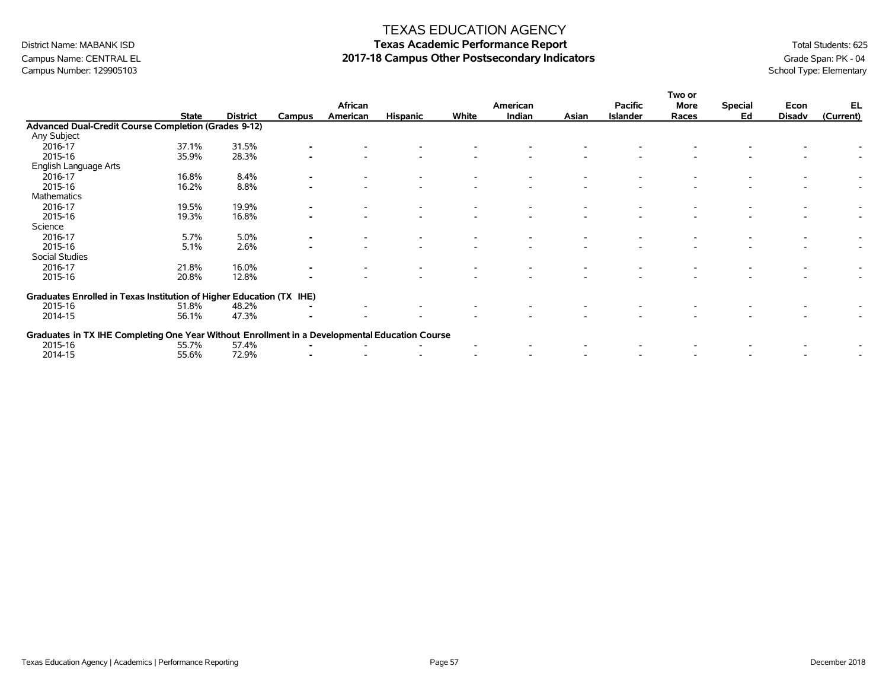# TEXAS EDUCATION AGENCY

## Texas Academic Performance Report

## 2017-18 Campus Other Postsecondary Indicators

District Name: MABANK ISD
Campus Name: CENTRAL EL
Campus Number: 129905103

Total Students: 625
Grade Span: PK - 04
School Type: Elementary

| | State | District | Campus | African American | Hispanic | White | American Indian | Asian | Pacific Islander | Two or More Races | Special Ed | Econ Disadv | EL (Current) |
|---|---|---|---|---|---|---|---|---|---|---|---|---|---|
| **Advanced Dual-Credit Course Completion (Grades 9-12)** | | | | | | | | | | | | | |
| Any Subject | | | | | | | | | | | | | |
| 2016-17 | 37.1% | 31.5% | - | - | - | - | - | - | - | - | - | - | - |
| 2015-16 | 35.9% | 28.3% | - | - | - | - | - | - | - | - | - | - | - |
| English Language Arts | | | | | | | | | | | | | |
| 2016-17 | 16.8% | 8.4% | - | - | - | - | - | - | - | - | - | - | - |
| 2015-16 | 16.2% | 8.8% | - | - | - | - | - | - | - | - | - | - | - |
| Mathematics | | | | | | | | | | | | | |
| 2016-17 | 19.5% | 19.9% | - | - | - | - | - | - | - | - | - | - | - |
| 2015-16 | 19.3% | 16.8% | - | - | - | - | - | - | - | - | - | - | - |
| Science | | | | | | | | | | | | | |
| 2016-17 | 5.7% | 5.0% | - | - | - | - | - | - | - | - | - | - | - |
| 2015-16 | 5.1% | 2.6% | - | - | - | - | - | - | - | - | - | - | - |
| Social Studies | | | | | | | | | | | | | |
| 2016-17 | 21.8% | 16.0% | - | - | - | - | - | - | - | - | - | - | - |
| 2015-16 | 20.8% | 12.8% | - | - | - | - | - | - | - | - | - | - | - |
| **Graduates Enrolled in Texas Institution of Higher Education (TX IHE)** | | | | | | | | | | | | | |
| 2015-16 | 51.8% | 48.2% | - | - | - | - | - | - | - | - | - | - | - |
| 2014-15 | 56.1% | 47.3% | - | - | - | - | - | - | - | - | - | - | - |
| **Graduates in TX IHE Completing One Year Without Enrollment in a Developmental Education Course** | | | | | | | | | | | | | |
| 2015-16 | 55.7% | 57.4% | - | - | - | - | - | - | - | - | - | - | - |
| 2014-15 | 55.6% | 72.9% | - | - | - | - | - | - | - | - | - | - | - |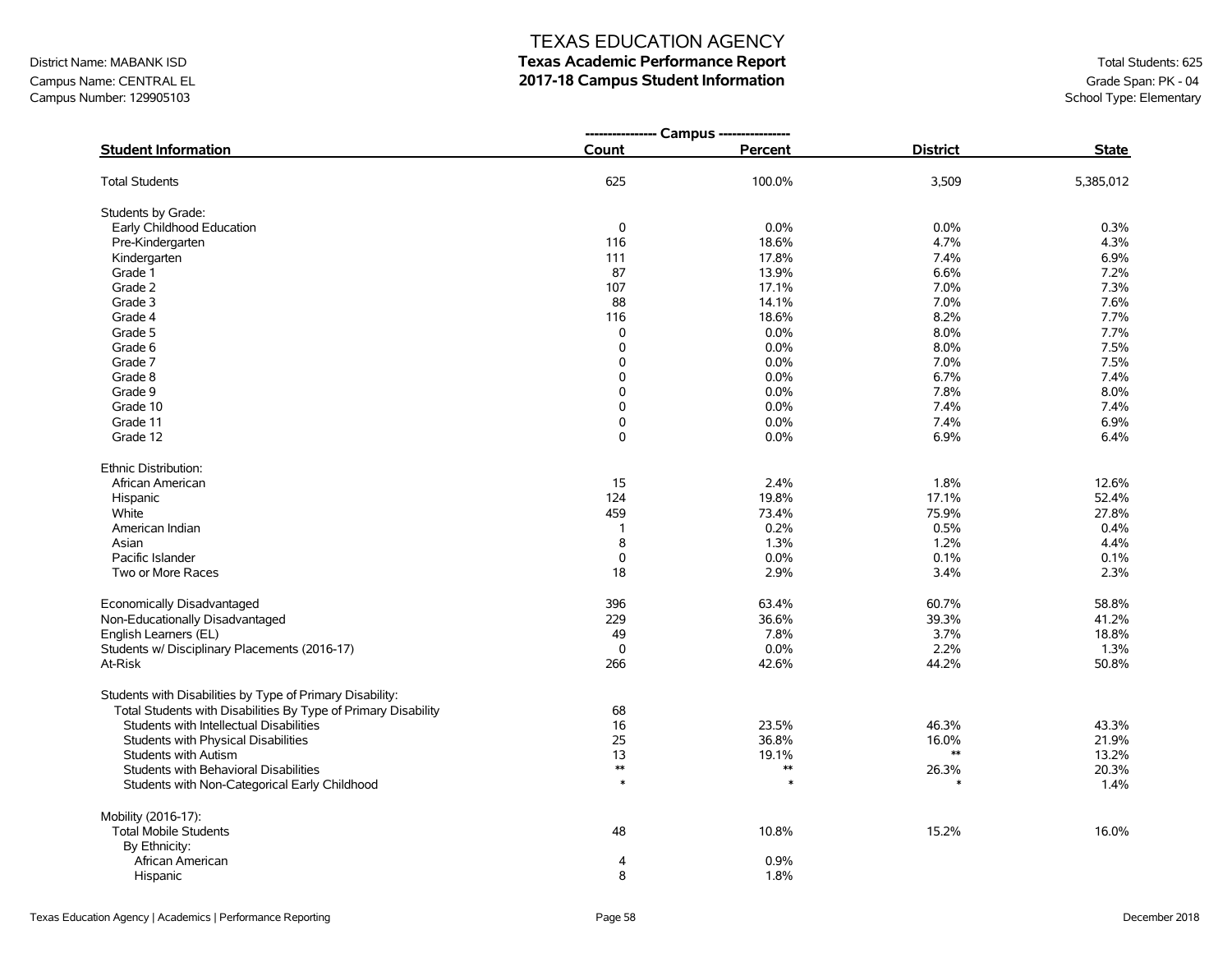# TEXAS EDUCATION AGENCY

## Texas Academic Performance Report

## 2017-18 Campus Student Information

District Name: MABANK ISD
Campus Name: CENTRAL EL
Campus Number: 129905103

Total Students: 625
Grade Span: PK - 04
School Type: Elementary

| Student Information | Campus Count | Campus Percent | District | State |
|---|---|---|---|---|
| Total Students | 625 | 100.0% | 3,509 | 5,385,012 |
| **Students by Grade:** | | | | |
| Early Childhood Education | 0 | 0.0% | 0.0% | 0.3% |
| Pre-Kindergarten | 116 | 18.6% | 4.7% | 4.3% |
| Kindergarten | 111 | 17.8% | 7.4% | 6.9% |
| Grade 1 | 87 | 13.9% | 6.6% | 7.2% |
| Grade 2 | 107 | 17.1% | 7.0% | 7.3% |
| Grade 3 | 88 | 14.1% | 7.0% | 7.6% |
| Grade 4 | 116 | 18.6% | 8.2% | 7.7% |
| Grade 5 | 0 | 0.0% | 8.0% | 7.7% |
| Grade 6 | 0 | 0.0% | 8.0% | 7.5% |
| Grade 7 | 0 | 0.0% | 7.0% | 7.5% |
| Grade 8 | 0 | 0.0% | 6.7% | 7.4% |
| Grade 9 | 0 | 0.0% | 7.8% | 8.0% |
| Grade 10 | 0 | 0.0% | 7.4% | 7.4% |
| Grade 11 | 0 | 0.0% | 7.4% | 6.9% |
| Grade 12 | 0 | 0.0% | 6.9% | 6.4% |
| **Ethnic Distribution:** | | | | |
| African American | 15 | 2.4% | 1.8% | 12.6% |
| Hispanic | 124 | 19.8% | 17.1% | 52.4% |
| White | 459 | 73.4% | 75.9% | 27.8% |
| American Indian | 1 | 0.2% | 0.5% | 0.4% |
| Asian | 8 | 1.3% | 1.2% | 4.4% |
| Pacific Islander | 0 | 0.0% | 0.1% | 0.1% |
| Two or More Races | 18 | 2.9% | 3.4% | 2.3% |
| Economically Disadvantaged | 396 | 63.4% | 60.7% | 58.8% |
| Non-Educationally Disadvantaged | 229 | 36.6% | 39.3% | 41.2% |
| English Learners (EL) | 49 | 7.8% | 3.7% | 18.8% |
| Students w/ Disciplinary Placements (2016-17) | 0 | 0.0% | 2.2% | 1.3% |
| At-Risk | 266 | 42.6% | 44.2% | 50.8% |
| **Students with Disabilities by Type of Primary Disability:** | | | | |
| Total Students with Disabilities By Type of Primary Disability | 68 | | | |
| Students with Intellectual Disabilities | 16 | 23.5% | 46.3% | 43.3% |
| Students with Physical Disabilities | 25 | 36.8% | 16.0% | 21.9% |
| Students with Autism | 13 | 19.1% | ** | 13.2% |
| Students with Behavioral Disabilities | ** | ** | 26.3% | 20.3% |
| Students with Non-Categorical Early Childhood | * | * | * | 1.4% |
| **Mobility (2016-17):** | | | | |
| Total Mobile Students | 48 | 10.8% | 15.2% | 16.0% |
| By Ethnicity: | | | | |
| African American | 4 | 0.9% | | |
| Hispanic | 8 | 1.8% | | |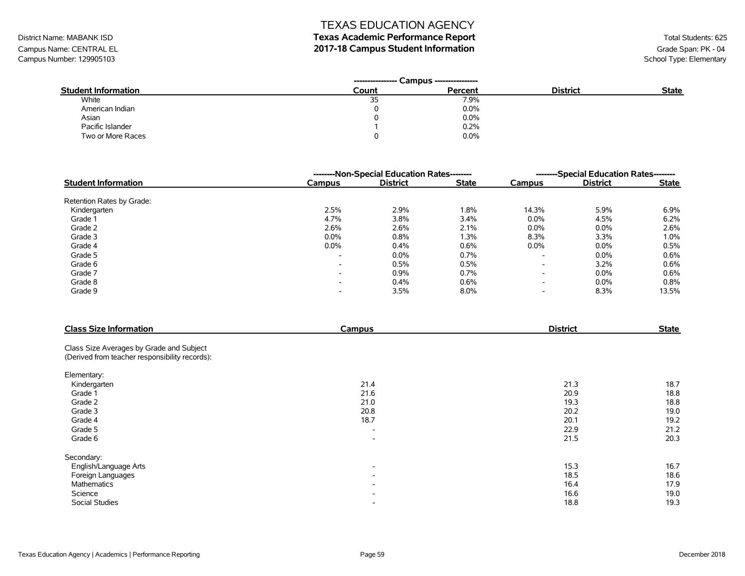# TEXAS EDUCATION AGENCY
## Texas Academic Performance Report
## 2017-18 Campus Student Information

District Name: MABANK ISD
Campus Name: CENTRAL EL
Campus Number: 129905103

Total Students: 625
Grade Span: PK - 04
School Type: Elementary

| | Campus | | | |
|---|---|---|---|---|
| **Student Information** | **Count** | **Percent** | **District** | **State** |
| White | 35 | 7.9% | | |
| American Indian | 0 | 0.0% | | |
| Asian | 0 | 0.0% | | |
| Pacific Islander | 1 | 0.2% | | |
| Two or More Races | 0 | 0.0% | | |

| | Non-Special Education Rates | | | Special Education Rates | | |
|---|---|---|---|---|---|---|
| **Student Information** | **Campus** | **District** | **State** | **Campus** | **District** | **State** |
| Retention Rates by Grade: | | | | | | |
| Kindergarten | 2.5% | 2.9% | 1.8% | 14.3% | 5.9% | 6.9% |
| Grade 1 | 4.7% | 3.8% | 3.4% | 0.0% | 4.5% | 6.2% |
| Grade 2 | 2.6% | 2.6% | 2.1% | 0.0% | 0.0% | 2.6% |
| Grade 3 | 0.0% | 0.8% | 1.3% | 8.3% | 3.3% | 1.0% |
| Grade 4 | 0.0% | 0.4% | 0.6% | 0.0% | 0.0% | 0.5% |
| Grade 5 | - | 0.0% | 0.7% | - | 0.0% | 0.6% |
| Grade 6 | - | 0.5% | 0.5% | - | 3.2% | 0.6% |
| Grade 7 | - | 0.9% | 0.7% | - | 0.0% | 0.6% |
| Grade 8 | - | 0.4% | 0.6% | - | 0.0% | 0.8% |
| Grade 9 | - | 3.5% | 8.0% | - | 8.3% | 13.5% |

| Class Size Information | Campus | District | State |
|---|---|---|---|
| Class Size Averages by Grade and Subject (Derived from teacher responsibility records): | | | |
| Elementary: | | | |
| Kindergarten | 21.4 | 21.3 | 18.7 |
| Grade 1 | 21.6 | 20.9 | 18.8 |
| Grade 2 | 21.0 | 19.3 | 18.8 |
| Grade 3 | 20.8 | 20.2 | 19.0 |
| Grade 4 | 18.7 | 20.1 | 19.2 |
| Grade 5 | - | 22.9 | 21.2 |
| Grade 6 | - | 21.5 | 20.3 |
| Secondary: | | | |
| English/Language Arts | - | 15.3 | 16.7 |
| Foreign Languages | - | 18.5 | 18.6 |
| Mathematics | - | 16.4 | 17.9 |
| Science | - | 16.6 | 19.0 |
| Social Studies | - | 18.8 | 19.3 |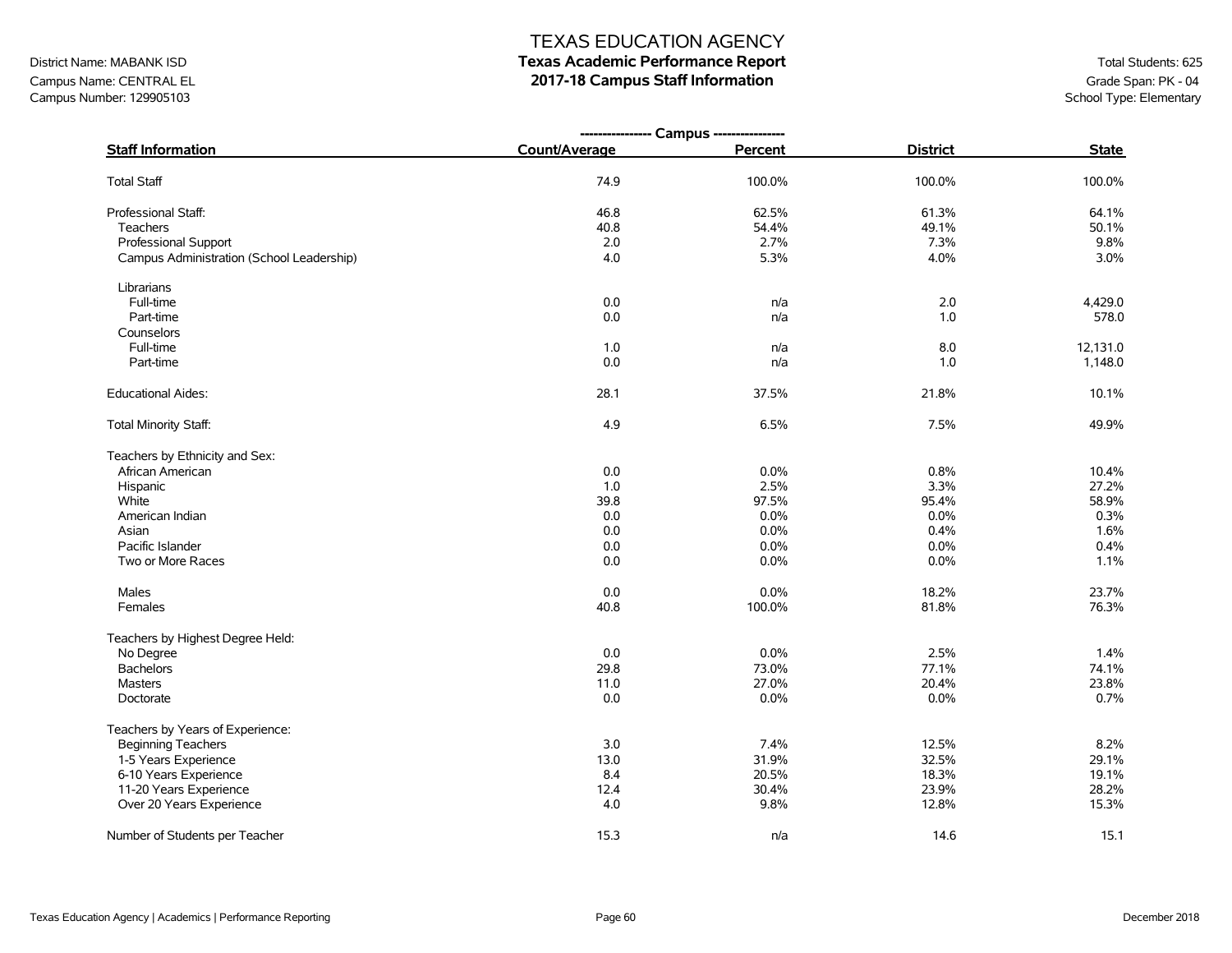# TEXAS EDUCATION AGENCY
## Texas Academic Performance Report
## 2017-18 Campus Staff Information

District Name: MABANK ISD
Campus Name: CENTRAL EL
Campus Number: 129905103

Total Students: 625
Grade Span: PK - 04
School Type: Elementary

| Staff Information | Campus Count/Average | Campus Percent | District | State |
|---|---|---|---|---|
| Total Staff | 74.9 | 100.0% | 100.0% | 100.0% |
| Professional Staff: | 46.8 | 62.5% | 61.3% | 64.1% |
| Teachers | 40.8 | 54.4% | 49.1% | 50.1% |
| Professional Support | 2.0 | 2.7% | 7.3% | 9.8% |
| Campus Administration (School Leadership) | 4.0 | 5.3% | 4.0% | 3.0% |
| Librarians | | | | |
| Full-time | 0.0 | n/a | 2.0 | 4,429.0 |
| Part-time | 0.0 | n/a | 1.0 | 578.0 |
| Counselors | | | | |
| Full-time | 1.0 | n/a | 8.0 | 12,131.0 |
| Part-time | 0.0 | n/a | 1.0 | 1,148.0 |
| Educational Aides: | 28.1 | 37.5% | 21.8% | 10.1% |
| Total Minority Staff: | 4.9 | 6.5% | 7.5% | 49.9% |
| Teachers by Ethnicity and Sex: | | | | |
| African American | 0.0 | 0.0% | 0.8% | 10.4% |
| Hispanic | 1.0 | 2.5% | 3.3% | 27.2% |
| White | 39.8 | 97.5% | 95.4% | 58.9% |
| American Indian | 0.0 | 0.0% | 0.0% | 0.3% |
| Asian | 0.0 | 0.0% | 0.4% | 1.6% |
| Pacific Islander | 0.0 | 0.0% | 0.0% | 0.4% |
| Two or More Races | 0.0 | 0.0% | 0.0% | 1.1% |
| Males | 0.0 | 0.0% | 18.2% | 23.7% |
| Females | 40.8 | 100.0% | 81.8% | 76.3% |
| Teachers by Highest Degree Held: | | | | |
| No Degree | 0.0 | 0.0% | 2.5% | 1.4% |
| Bachelors | 29.8 | 73.0% | 77.1% | 74.1% |
| Masters | 11.0 | 27.0% | 20.4% | 23.8% |
| Doctorate | 0.0 | 0.0% | 0.0% | 0.7% |
| Teachers by Years of Experience: | | | | |
| Beginning Teachers | 3.0 | 7.4% | 12.5% | 8.2% |
| 1-5 Years Experience | 13.0 | 31.9% | 32.5% | 29.1% |
| 6-10 Years Experience | 8.4 | 20.5% | 18.3% | 19.1% |
| 11-20 Years Experience | 12.4 | 30.4% | 23.9% | 28.2% |
| Over 20 Years Experience | 4.0 | 9.8% | 12.8% | 15.3% |
| Number of Students per Teacher | 15.3 | n/a | 14.6 | 15.1 |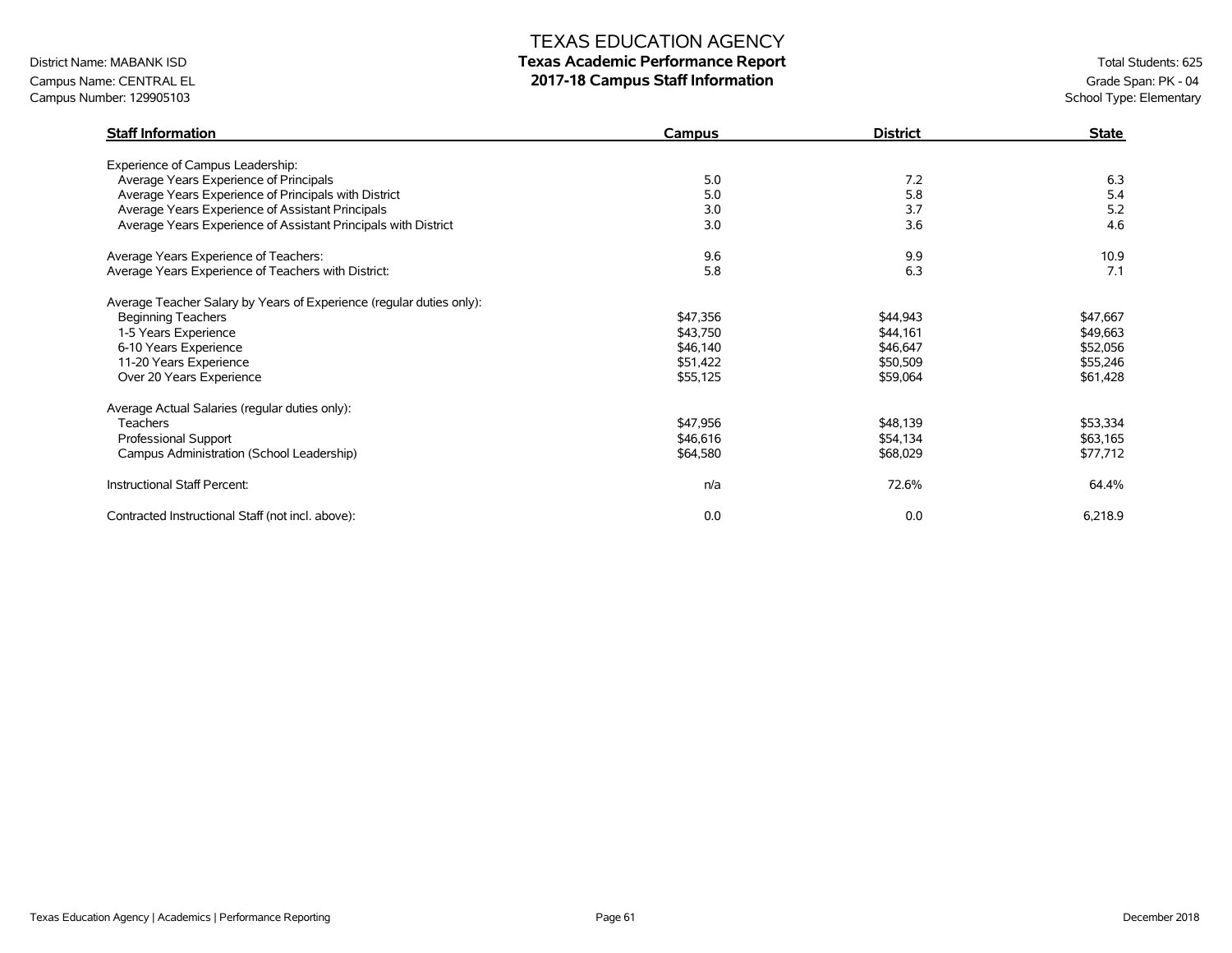# TEXAS EDUCATION AGENCY

## Texas Academic Performance Report

## 2017-18 Campus Staff Information

District Name: MABANK ISD
Campus Name: CENTRAL EL
Campus Number: 129905103

Total Students: 625
Grade Span: PK - 04
School Type: Elementary

| Staff Information | Campus | District | State |
|---|---|---|---|
| Experience of Campus Leadership: | | | |
| Average Years Experience of Principals | 5.0 | 7.2 | 6.3 |
| Average Years Experience of Principals with District | 5.0 | 5.8 | 5.4 |
| Average Years Experience of Assistant Principals | 3.0 | 3.7 | 5.2 |
| Average Years Experience of Assistant Principals with District | 3.0 | 3.6 | 4.6 |
| Average Years Experience of Teachers: | 9.6 | 9.9 | 10.9 |
| Average Years Experience of Teachers with District: | 5.8 | 6.3 | 7.1 |
| Average Teacher Salary by Years of Experience (regular duties only): | | | |
| Beginning Teachers | $47,356 | $44,943 | $47,667 |
| 1-5 Years Experience | $43,750 | $44,161 | $49,663 |
| 6-10 Years Experience | $46,140 | $46,647 | $52,056 |
| 11-20 Years Experience | $51,422 | $50,509 | $55,246 |
| Over 20 Years Experience | $55,125 | $59,064 | $61,428 |
| Average Actual Salaries (regular duties only): | | | |
| Teachers | $47,956 | $48,139 | $53,334 |
| Professional Support | $46,616 | $54,134 | $63,165 |
| Campus Administration (School Leadership) | $64,580 | $68,029 | $77,712 |
| Instructional Staff Percent: | n/a | 72.6% | 64.4% |
| Contracted Instructional Staff (not incl. above): | 0.0 | 0.0 | 6,218.9 |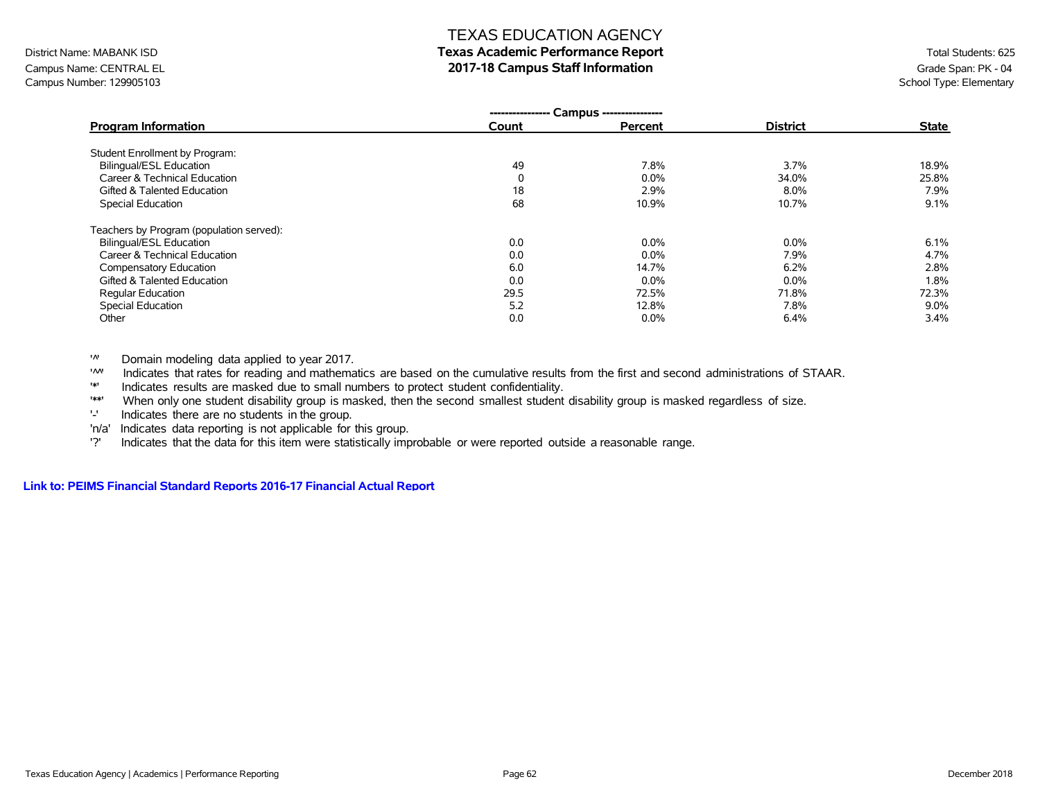# TEXAS EDUCATION AGENCY

## Texas Academic Performance Report

## 2017-18 Campus Staff Information

District Name: MABANK ISD
Campus Name: CENTRAL EL
Campus Number: 129905103

Total Students: 625
Grade Span: PK - 04
School Type: Elementary

| | Campus | | | |
|---|---|---|---|---|
| **Program Information** | **Count** | **Percent** | **District** | **State** |
| Student Enrollment by Program: | | | | |
| Bilingual/ESL Education | 49 | 7.8% | 3.7% | 18.9% |
| Career & Technical Education | 0 | 0.0% | 34.0% | 25.8% |
| Gifted & Talented Education | 18 | 2.9% | 8.0% | 7.9% |
| Special Education | 68 | 10.9% | 10.7% | 9.1% |
| Teachers by Program (population served): | | | | |
| Bilingual/ESL Education | 0.0 | 0.0% | 0.0% | 6.1% |
| Career & Technical Education | 0.0 | 0.0% | 7.9% | 4.7% |
| Compensatory Education | 6.0 | 14.7% | 6.2% | 2.8% |
| Gifted & Talented Education | 0.0 | 0.0% | 0.0% | 1.8% |
| Regular Education | 29.5 | 72.5% | 71.8% | 72.3% |
| Special Education | 5.2 | 12.8% | 7.8% | 9.0% |
| Other | 0.0 | 0.0% | 6.4% | 3.4% |

'^' Domain modeling data applied to year 2017.
'^^' Indicates that rates for reading and mathematics are based on the cumulative results from the first and second administrations of STAAR.
'*' Indicates results are masked due to small numbers to protect student confidentiality.
'**' When only one student disability group is masked, then the second smallest student disability group is masked regardless of size.
'-' Indicates there are no students in the group.
'n/a' Indicates data reporting is not applicable for this group.
'?' Indicates that the data for this item were statistically improbable or were reported outside a reasonable range.

**Link to: PEIMS Financial Standard Reports 2016-17 Financial Actual Report**